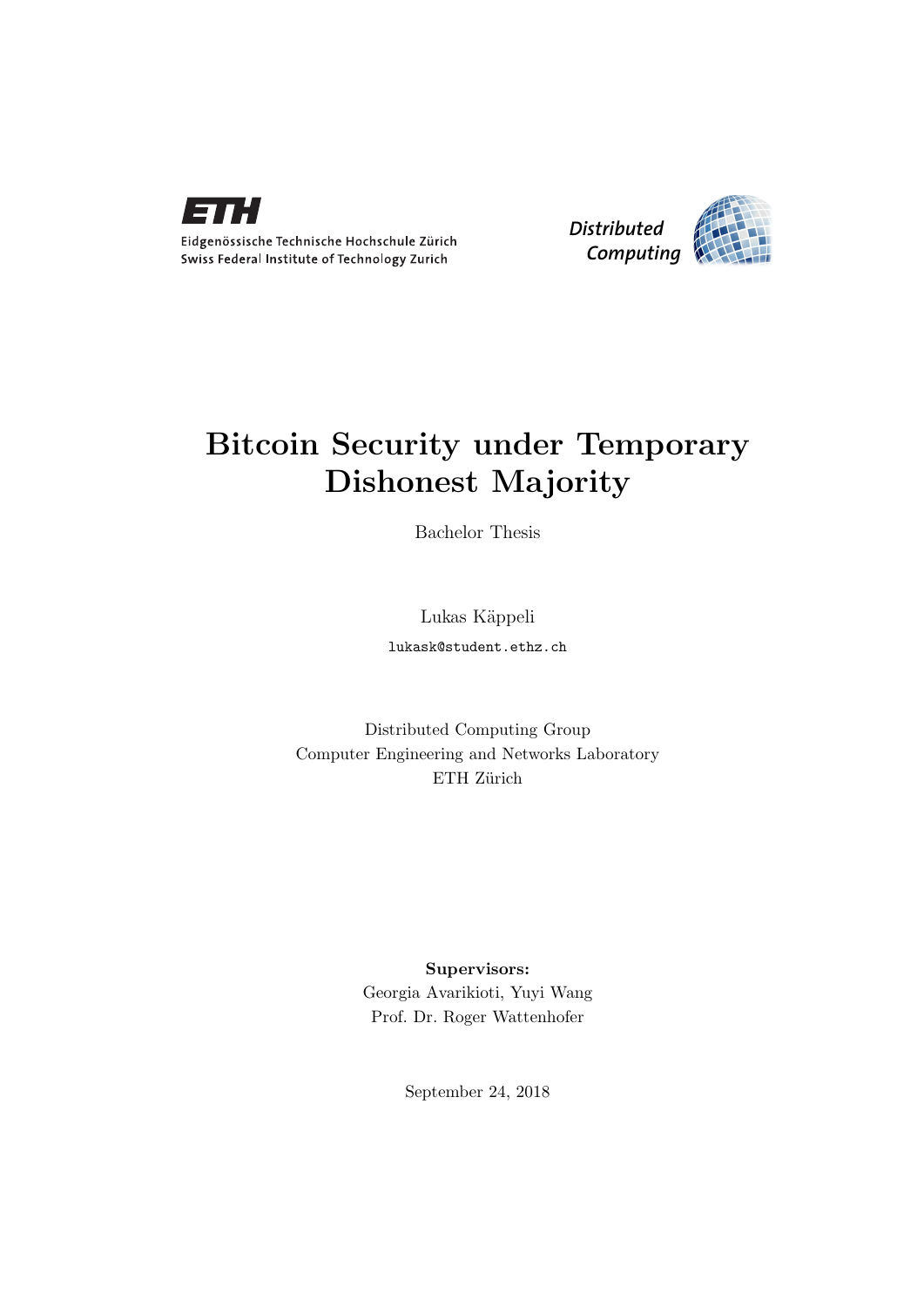Eidgenössische Technische Hochschule Zürich
Swiss Federal Institute of Technology Zurich

Distributed Computing

# Bitcoin Security under Temporary Dishonest Majority

Bachelor Thesis

Lukas Käppeli

lukask@student.ethz.ch

Distributed Computing Group
Computer Engineering and Networks Laboratory
ETH Zürich

**Supervisors:**
Georgia Avarikioti, Yuyi Wang
Prof. Dr. Roger Wattenhofer

September 24, 2018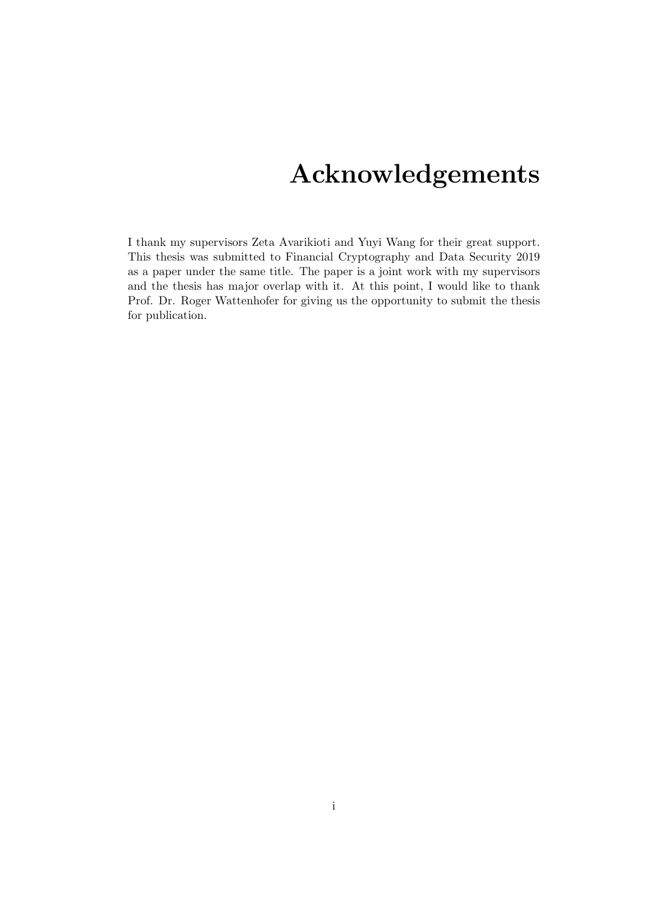# Acknowledgements

I thank my supervisors Zeta Avarikioti and Yuyi Wang for their great support. This thesis was submitted to Financial Cryptography and Data Security 2019 as a paper under the same title. The paper is a joint work with my supervisors and the thesis has major overlap with it. At this point, I would like to thank Prof. Dr. Roger Wattenhofer for giving us the opportunity to submit the thesis for publication.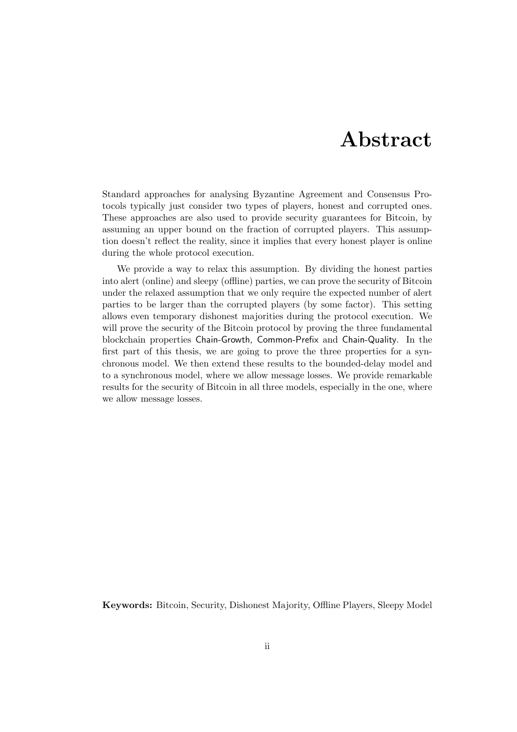# Abstract

Standard approaches for analysing Byzantine Agreement and Consensus Protocols typically just consider two types of players, honest and corrupted ones. These approaches are also used to provide security guarantees for Bitcoin, by assuming an upper bound on the fraction of corrupted players. This assumption doesn't reflect the reality, since it implies that every honest player is online during the whole protocol execution.

We provide a way to relax this assumption. By dividing the honest parties into alert (online) and sleepy (offline) parties, we can prove the security of Bitcoin under the relaxed assumption that we only require the expected number of alert parties to be larger than the corrupted players (by some factor). This setting allows even temporary dishonest majorities during the protocol execution. We will prove the security of the Bitcoin protocol by proving the three fundamental blockchain properties Chain-Growth, Common-Prefix and Chain-Quality. In the first part of this thesis, we are going to prove the three properties for a synchronous model. We then extend these results to the bounded-delay model and to a synchronous model, where we allow message losses. We provide remarkable results for the security of Bitcoin in all three models, especially in the one, where we allow message losses.

**Keywords:** Bitcoin, Security, Dishonest Majority, Offline Players, Sleepy Model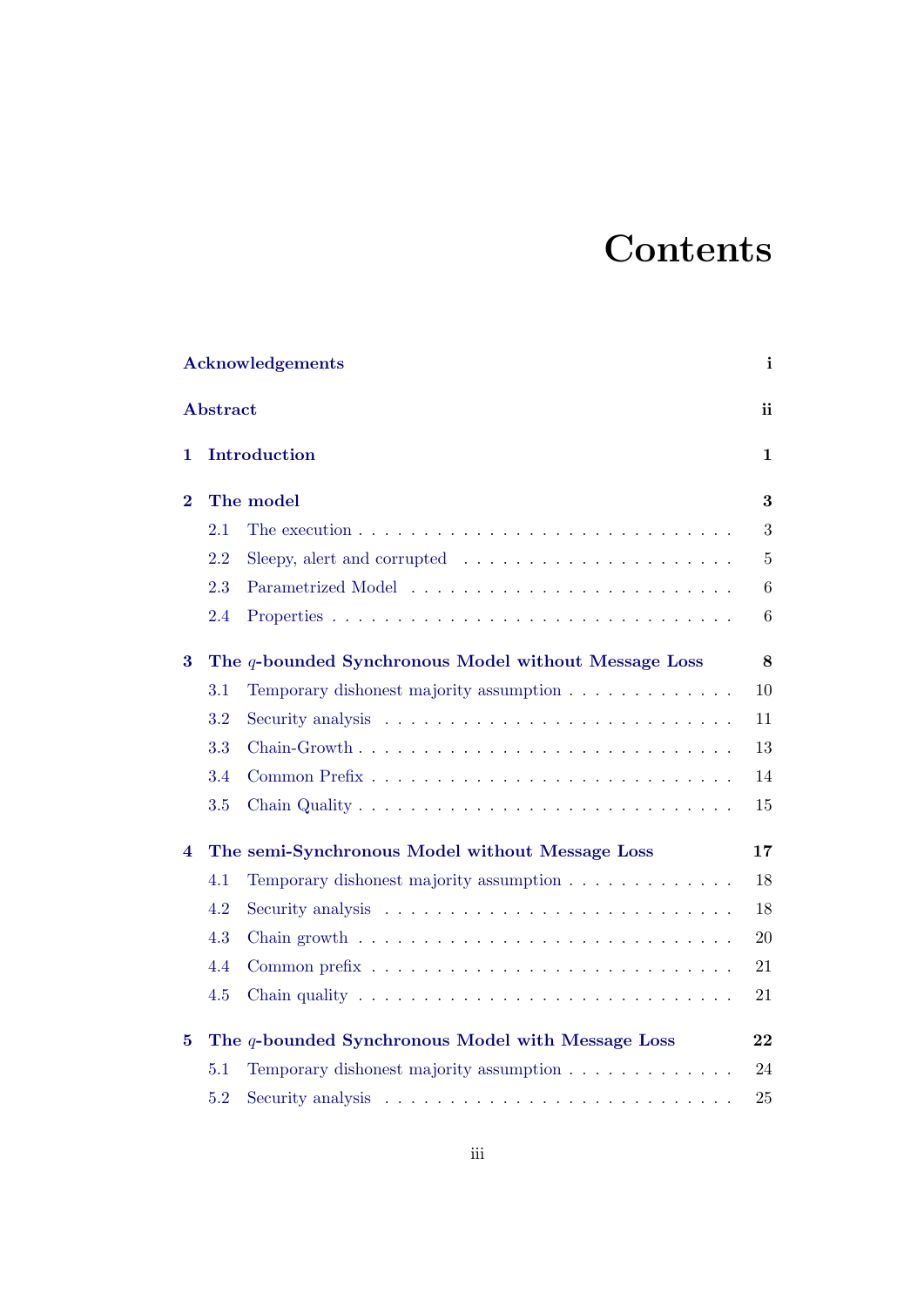# Contents

**Acknowledgements** **i**

**Abstract** **ii**

**1 Introduction** **1**

**2 The model** **3**

- 2.1 The execution . . . . . . . . . . . . . . . . . . . . . . . . . . . . 3
- 2.2 Sleepy, alert and corrupted . . . . . . . . . . . . . . . . . . . . . . 5
- 2.3 Parametrized Model . . . . . . . . . . . . . . . . . . . . . . . . . 6
- 2.4 Properties . . . . . . . . . . . . . . . . . . . . . . . . . . . . . . 6

**3 The $q$-bounded Synchronous Model without Message Loss** **8**

- 3.1 Temporary dishonest majority assumption . . . . . . . . . . . . . 10
- 3.2 Security analysis . . . . . . . . . . . . . . . . . . . . . . . . . . 11
- 3.3 Chain-Growth . . . . . . . . . . . . . . . . . . . . . . . . . . . . 13
- 3.4 Common Prefix . . . . . . . . . . . . . . . . . . . . . . . . . . . 14
- 3.5 Chain Quality . . . . . . . . . . . . . . . . . . . . . . . . . . . . 15

**4 The semi-Synchronous Model without Message Loss** **17**

- 4.1 Temporary dishonest majority assumption . . . . . . . . . . . . . 18
- 4.2 Security analysis . . . . . . . . . . . . . . . . . . . . . . . . . . 18
- 4.3 Chain growth . . . . . . . . . . . . . . . . . . . . . . . . . . . . 20
- 4.4 Common prefix . . . . . . . . . . . . . . . . . . . . . . . . . . . 21
- 4.5 Chain quality . . . . . . . . . . . . . . . . . . . . . . . . . . . . 21

**5 The $q$-bounded Synchronous Model with Message Loss** **22**

- 5.1 Temporary dishonest majority assumption . . . . . . . . . . . . . 24
- 5.2 Security analysis . . . . . . . . . . . . . . . . . . . . . . . . . . 25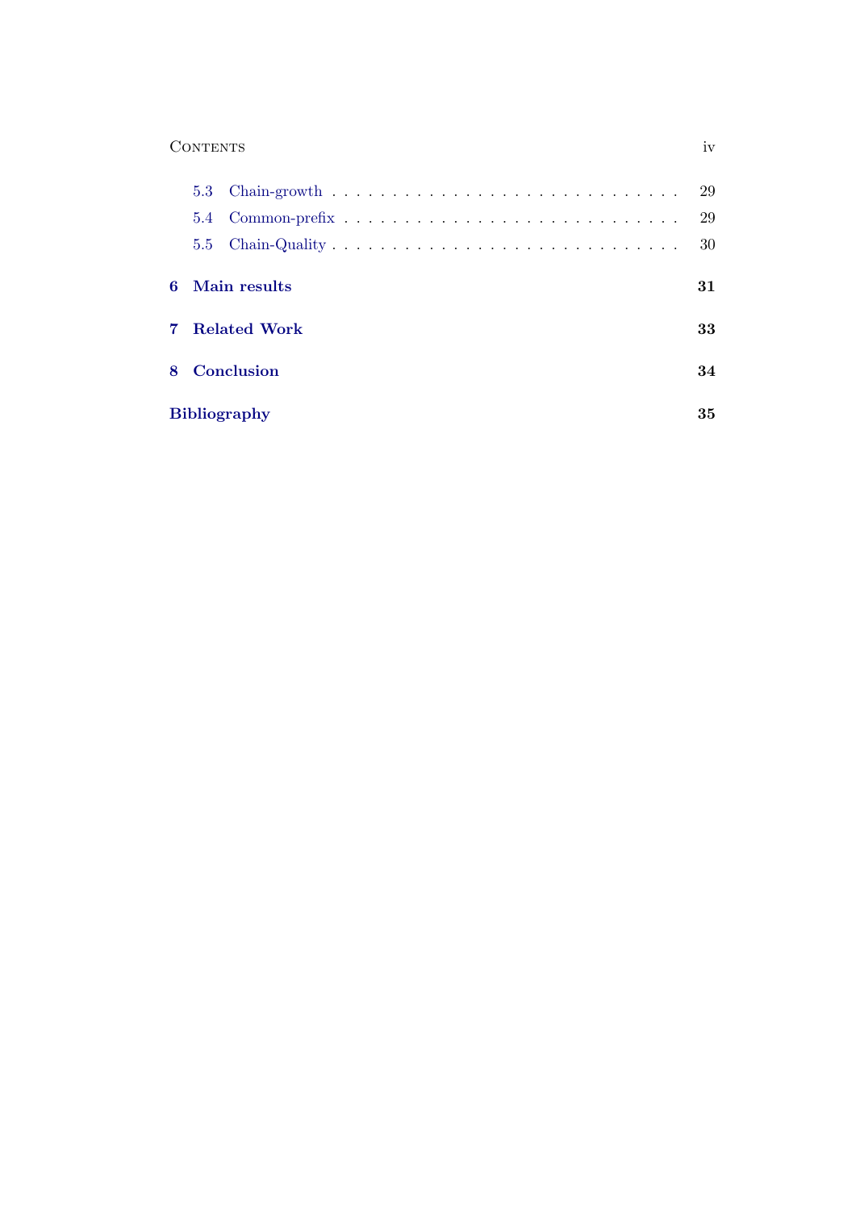- 5.3 Chain-growth . . . . . . . . . . . . . . . . . . . . . . . . . . . . 29
- 5.4 Common-prefix . . . . . . . . . . . . . . . . . . . . . . . . . . . 29
- 5.5 Chain-Quality . . . . . . . . . . . . . . . . . . . . . . . . . . . . 30

**6 Main results** **31**

**7 Related Work** **33**

**8 Conclusion** **34**

**Bibliography** **35**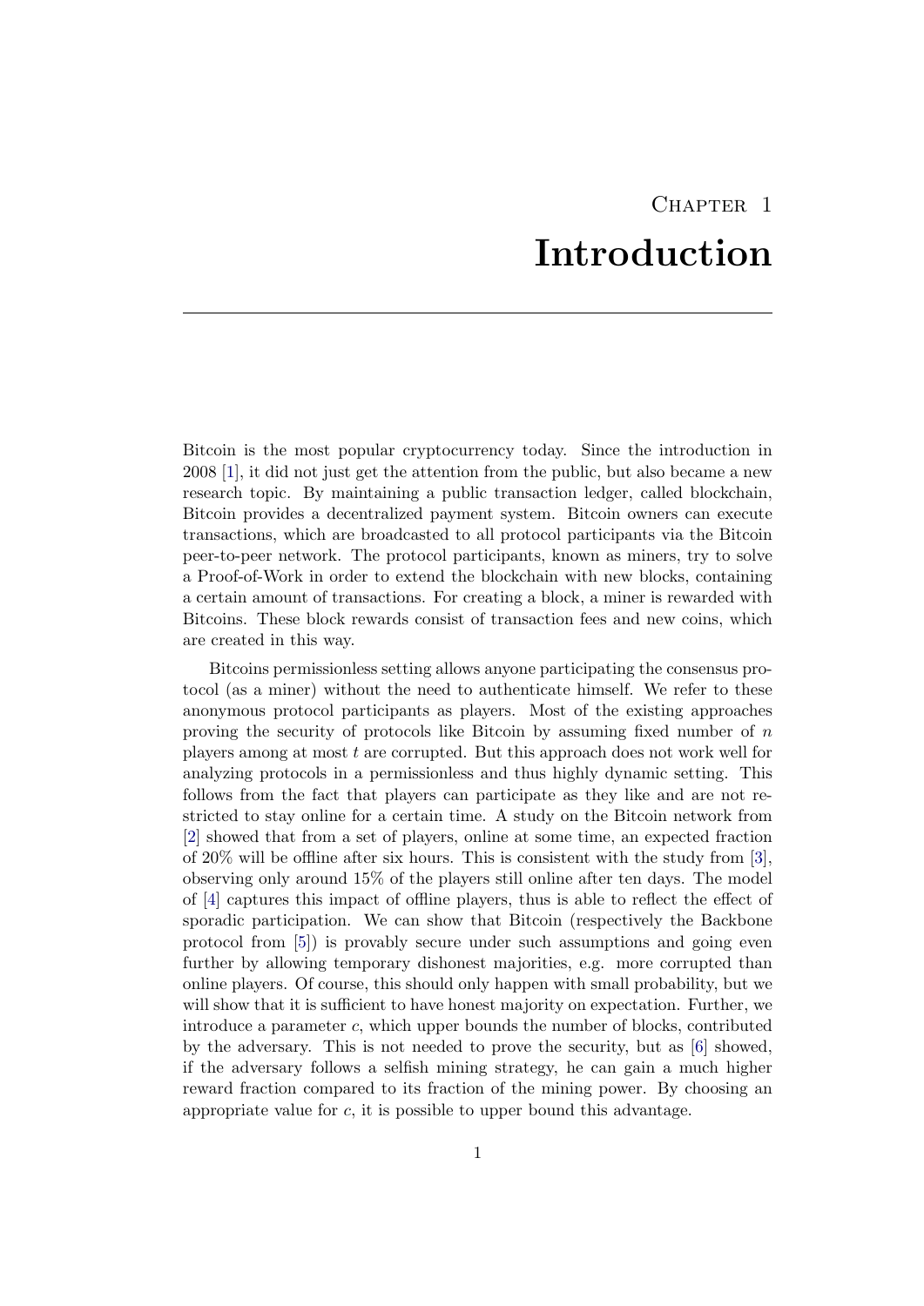# Chapter 1
# Introduction

Bitcoin is the most popular cryptocurrency today. Since the introduction in 2008 [1], it did not just get the attention from the public, but also became a new research topic. By maintaining a public transaction ledger, called blockchain, Bitcoin provides a decentralized payment system. Bitcoin owners can execute transactions, which are broadcasted to all protocol participants via the Bitcoin peer-to-peer network. The protocol participants, known as miners, try to solve a Proof-of-Work in order to extend the blockchain with new blocks, containing a certain amount of transactions. For creating a block, a miner is rewarded with Bitcoins. These block rewards consist of transaction fees and new coins, which are created in this way.

Bitcoins permissionless setting allows anyone participating the consensus protocol (as a miner) without the need to authenticate himself. We refer to these anonymous protocol participants as players. Most of the existing approaches proving the security of protocols like Bitcoin by assuming fixed number of $n$ players among at most $t$ are corrupted. But this approach does not work well for analyzing protocols in a permissionless and thus highly dynamic setting. This follows from the fact that players can participate as they like and are not restricted to stay online for a certain time. A study on the Bitcoin network from [2] showed that from a set of players, online at some time, an expected fraction of 20% will be offline after six hours. This is consistent with the study from [3], observing only around 15% of the players still online after ten days. The model of [4] captures this impact of offline players, thus is able to reflect the effect of sporadic participation. We can show that Bitcoin (respectively the Backbone protocol from [5]) is provably secure under such assumptions and going even further by allowing temporary dishonest majorities, e.g. more corrupted than online players. Of course, this should only happen with small probability, but we will show that it is sufficient to have honest majority on expectation. Further, we introduce a parameter $c$, which upper bounds the number of blocks, contributed by the adversary. This is not needed to prove the security, but as [6] showed, if the adversary follows a selfish mining strategy, he can gain a much higher reward fraction compared to its fraction of the mining power. By choosing an appropriate value for $c$, it is possible to upper bound this advantage.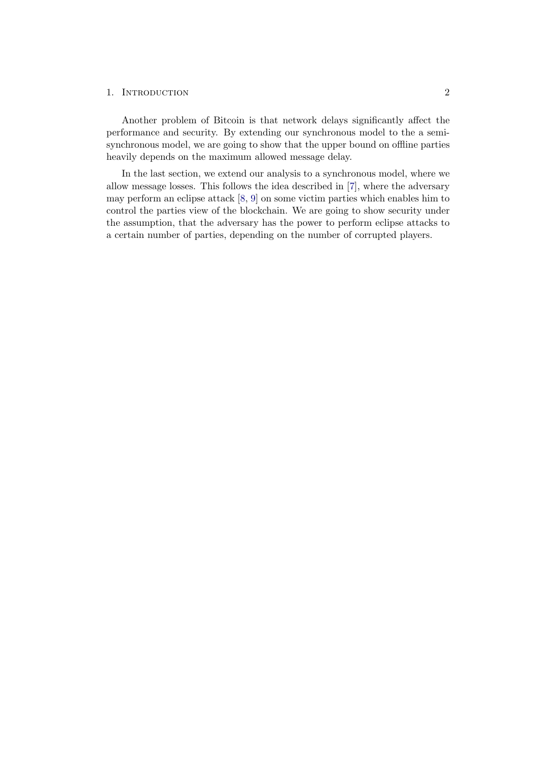Another problem of Bitcoin is that network delays significantly affect the performance and security. By extending our synchronous model to the a semi-synchronous model, we are going to show that the upper bound on offline parties heavily depends on the maximum allowed message delay.

In the last section, we extend our analysis to a synchronous model, where we allow message losses. This follows the idea described in [7], where the adversary may perform an eclipse attack [8, 9] on some victim parties which enables him to control the parties view of the blockchain. We are going to show security under the assumption, that the adversary has the power to perform eclipse attacks to a certain number of parties, depending on the number of corrupted players.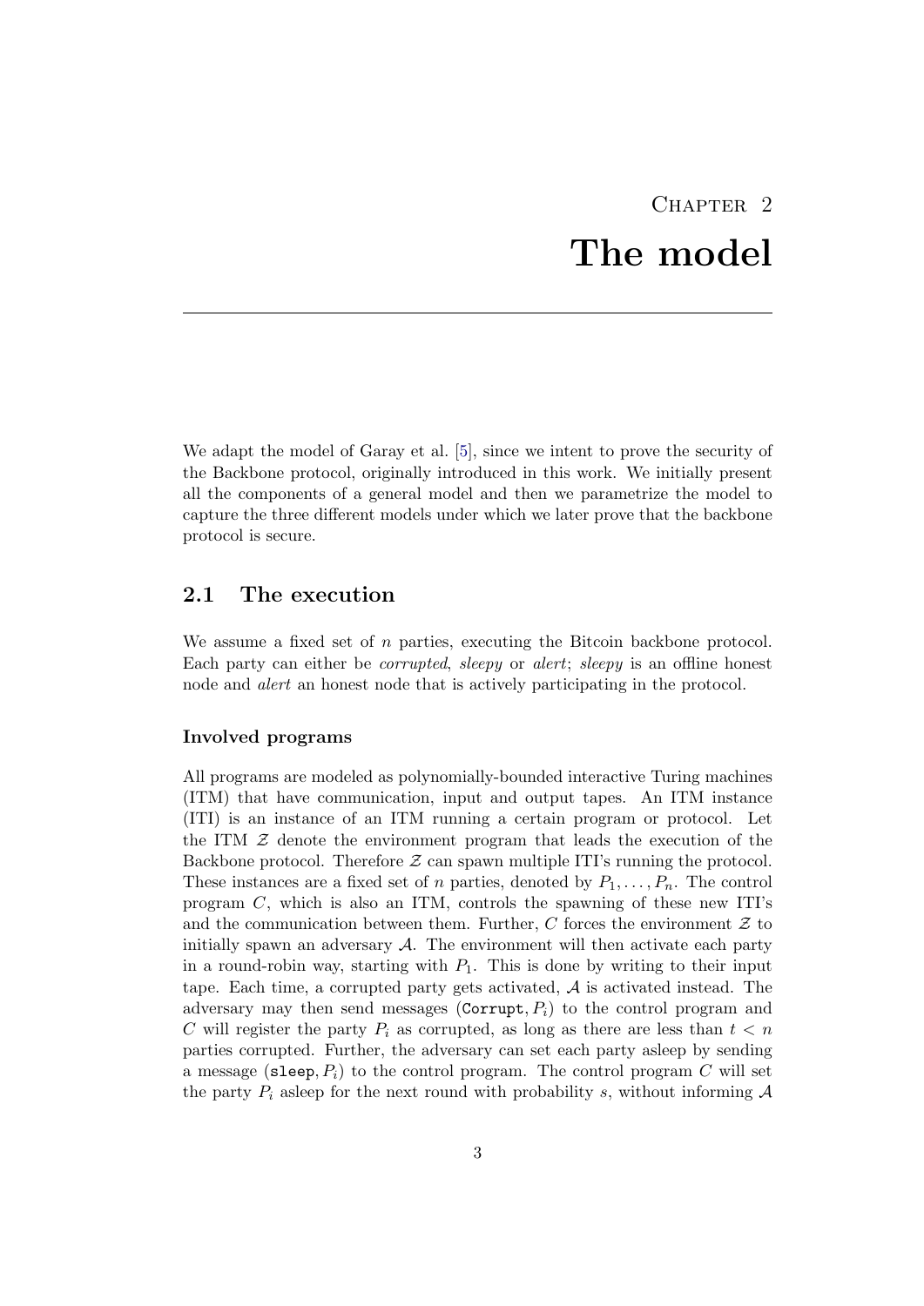# Chapter 2
# The model

We adapt the model of Garay et al. [5], since we intent to prove the security of the Backbone protocol, originally introduced in this work. We initially present all the components of a general model and then we parametrize the model to capture the three different models under which we later prove that the backbone protocol is secure.

## 2.1 The execution

We assume a fixed set of $n$ parties, executing the Bitcoin backbone protocol. Each party can either be *corrupted*, *sleepy* or *alert*; *sleepy* is an offline honest node and *alert* an honest node that is actively participating in the protocol.

### Involved programs

All programs are modeled as polynomially-bounded interactive Turing machines (ITM) that have communication, input and output tapes. An ITM instance (ITI) is an instance of an ITM running a certain program or protocol. Let the ITM $\mathcal{Z}$ denote the environment program that leads the execution of the Backbone protocol. Therefore $\mathcal{Z}$ can spawn multiple ITI's running the protocol. These instances are a fixed set of $n$ parties, denoted by $P_1, \ldots, P_n$. The control program $C$, which is also an ITM, controls the spawning of these new ITI's and the communication between them. Further, $C$ forces the environment $\mathcal{Z}$ to initially spawn an adversary $\mathcal{A}$. The environment will then activate each party in a round-robin way, starting with $P_1$. This is done by writing to their input tape. Each time, a corrupted party gets activated, $\mathcal{A}$ is activated instead. The adversary may then send messages $(\texttt{Corrupt}, P_i)$ to the control program and $C$ will register the party $P_i$ as corrupted, as long as there are less than $t < n$ parties corrupted. Further, the adversary can set each party asleep by sending a message $(\texttt{sleep}, P_i)$ to the control program. The control program $C$ will set the party $P_i$ asleep for the next round with probability $s$, without informing $\mathcal{A}$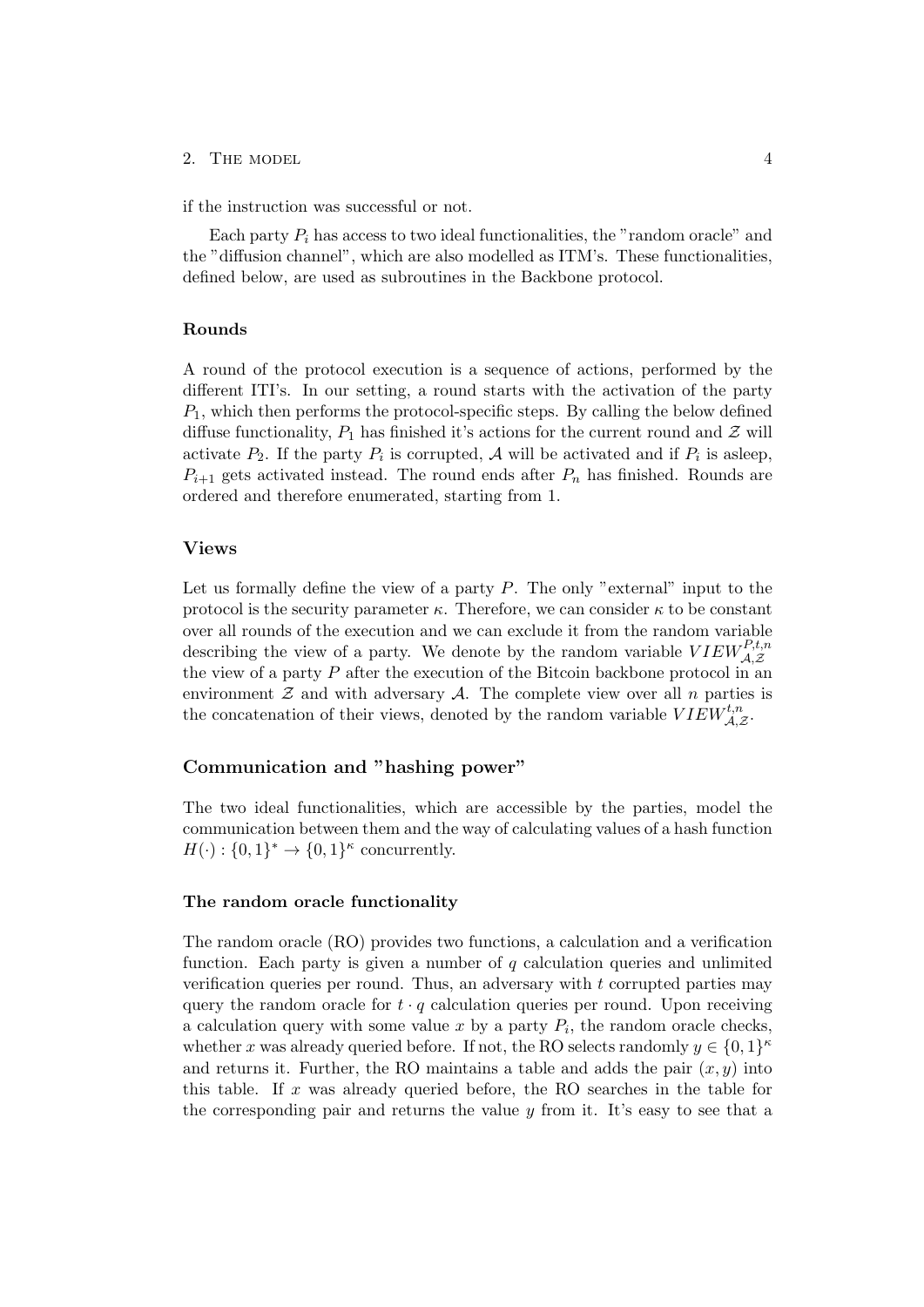if the instruction was successful or not.

Each party $P_i$ has access to two ideal functionalities, the "random oracle" and the "diffusion channel", which are also modelled as ITM's. These functionalities, defined below, are used as subroutines in the Backbone protocol.

### Rounds

A round of the protocol execution is a sequence of actions, performed by the different ITI's. In our setting, a round starts with the activation of the party $P_1$, which then performs the protocol-specific steps. By calling the below defined diffuse functionality, $P_1$ has finished it's actions for the current round and $\mathcal{Z}$ will activate $P_2$. If the party $P_i$ is corrupted, $\mathcal{A}$ will be activated and if $P_i$ is asleep, $P_{i+1}$ gets activated instead. The round ends after $P_n$ has finished. Rounds are ordered and therefore enumerated, starting from 1.

### Views

Let us formally define the view of a party $P$. The only "external" input to the protocol is the security parameter $\kappa$. Therefore, we can consider $\kappa$ to be constant over all rounds of the execution and we can exclude it from the random variable describing the view of a party. We denote by the random variable $VIEW_{\mathcal{A},\mathcal{Z}}^{P,t,n}$ the view of a party $P$ after the execution of the Bitcoin backbone protocol in an environment $\mathcal{Z}$ and with adversary $\mathcal{A}$. The complete view over all $n$ parties is the concatenation of their views, denoted by the random variable $VIEW_{\mathcal{A},\mathcal{Z}}^{t,n}$.

### Communication and "hashing power"

The two ideal functionalities, which are accessible by the parties, model the communication between them and the way of calculating values of a hash function $H(\cdot) : \{0,1\}^* \rightarrow \{0,1\}^\kappa$ concurrently.

#### The random oracle functionality

The random oracle (RO) provides two functions, a calculation and a verification function. Each party is given a number of $q$ calculation queries and unlimited verification queries per round. Thus, an adversary with $t$ corrupted parties may query the random oracle for $t \cdot q$ calculation queries per round. Upon receiving a calculation query with some value $x$ by a party $P_i$, the random oracle checks, whether $x$ was already queried before. If not, the RO selects randomly $y \in \{0,1\}^\kappa$ and returns it. Further, the RO maintains a table and adds the pair $(x, y)$ into this table. If $x$ was already queried before, the RO searches in the table for the corresponding pair and returns the value $y$ from it. It's easy to see that a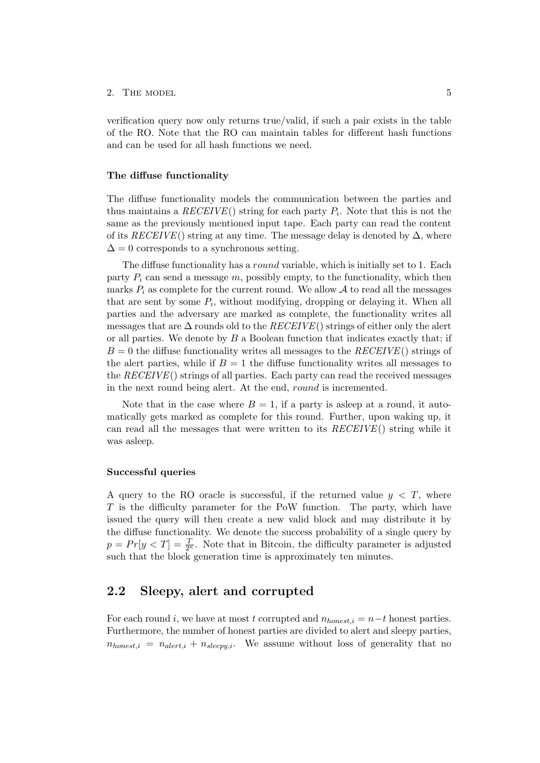verification query now only returns true/valid, if such a pair exists in the table of the RO. Note that the RO can maintain tables for different hash functions and can be used for all hash functions we need.

#### The diffuse functionality

The diffuse functionality models the communication between the parties and thus maintains a *RECEIVE*() string for each party $P_i$. Note that this is not the same as the previously mentioned input tape. Each party can read the content of its *RECEIVE*() string at any time. The message delay is denoted by $\Delta$, where $\Delta = 0$ corresponds to a synchronous setting.

The diffuse functionality has a *round* variable, which is initially set to 1. Each party $P_i$ can send a message $m$, possibly empty, to the functionality, which then marks $P_i$ as complete for the current round. We allow $\mathcal{A}$ to read all the messages that are sent by some $P_i$, without modifying, dropping or delaying it. When all parties and the adversary are marked as complete, the functionality writes all messages that are $\Delta$ rounds old to the *RECEIVE*() strings of either only the alert or all parties. We denote by $B$ a Boolean function that indicates exactly that; if $B = 0$ the diffuse functionality writes all messages to the *RECEIVE*() strings of the alert parties, while if $B = 1$ the diffuse functionality writes all messages to the *RECEIVE*() strings of all parties. Each party can read the received messages in the next round being alert. At the end, *round* is incremented.

Note that in the case where $B = 1$, if a party is asleep at a round, it automatically gets marked as complete for this round. Further, upon waking up, it can read all the messages that were written to its *RECEIVE*() string while it was asleep.

#### Successful queries

A query to the RO oracle is successful, if the returned value $y < T$, where $T$ is the difficulty parameter for the PoW function. The party, which have issued the query will then create a new valid block and may distribute it by the diffuse functionality. We denote the success probability of a single query by $p = Pr[y < T] = \frac{T}{2^\kappa}$. Note that in Bitcoin, the difficulty parameter is adjusted such that the block generation time is approximately ten minutes.

## 2.2 Sleepy, alert and corrupted

For each round $i$, we have at most $t$ corrupted and $n_{honest,i} = n - t$ honest parties. Furthermore, the number of honest parties are divided to alert and sleepy parties, $n_{honest,i} = n_{alert,i} + n_{sleepy,i}$. We assume without loss of generality that no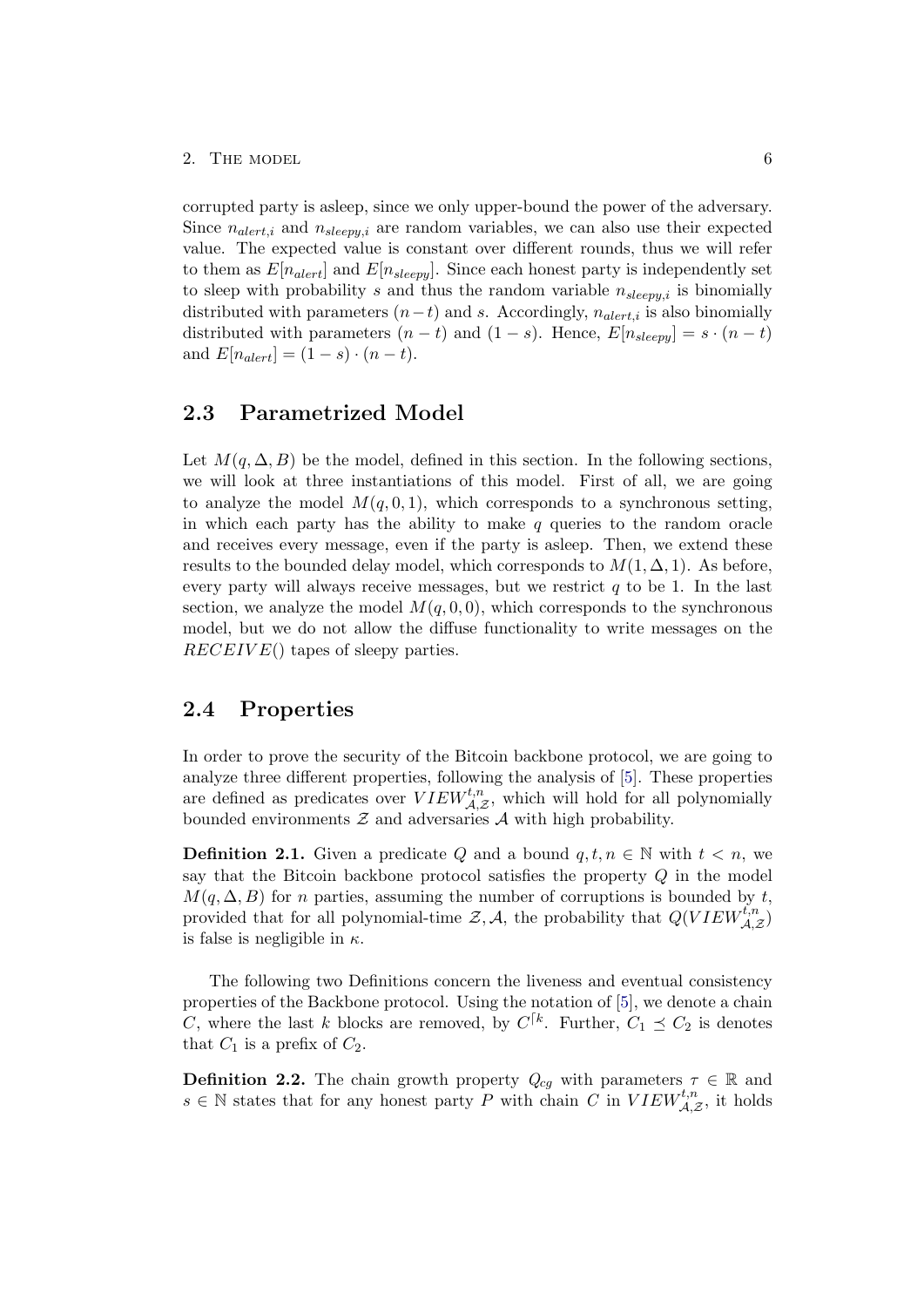corrupted party is asleep, since we only upper-bound the power of the adversary. Since $n_{alert,i}$ and $n_{sleepy,i}$ are random variables, we can also use their expected value. The expected value is constant over different rounds, thus we will refer to them as $E[n_{alert}]$ and $E[n_{sleepy}]$. Since each honest party is independently set to sleep with probability $s$ and thus the random variable $n_{sleepy,i}$ is binomially distributed with parameters $(n-t)$ and $s$. Accordingly, $n_{alert,i}$ is also binomially distributed with parameters $(n-t)$ and $(1-s)$. Hence, $E[n_{sleepy}] = s \cdot (n-t)$ and $E[n_{alert}] = (1-s) \cdot (n-t)$.

## 2.3 Parametrized Model

Let $M(q, \Delta, B)$ be the model, defined in this section. In the following sections, we will look at three instantiations of this model. First of all, we are going to analyze the model $M(q, 0, 1)$, which corresponds to a synchronous setting, in which each party has the ability to make $q$ queries to the random oracle and receives every message, even if the party is asleep. Then, we extend these results to the bounded delay model, which corresponds to $M(1, \Delta, 1)$. As before, every party will always receive messages, but we restrict $q$ to be 1. In the last section, we analyze the model $M(q, 0, 0)$, which corresponds to the synchronous model, but we do not allow the diffuse functionality to write messages on the $RECEIVE()$ tapes of sleepy parties.

## 2.4 Properties

In order to prove the security of the Bitcoin backbone protocol, we are going to analyze three different properties, following the analysis of [5]. These properties are defined as predicates over $VIEW^{t,n}_{\mathcal{A},\mathcal{Z}}$, which will hold for all polynomially bounded environments $\mathcal{Z}$ and adversaries $\mathcal{A}$ with high probability.

**Definition 2.1.** Given a predicate $Q$ and a bound $q, t, n \in \mathbb{N}$ with $t < n$, we say that the Bitcoin backbone protocol satisfies the property $Q$ in the model $M(q, \Delta, B)$ for $n$ parties, assuming the number of corruptions is bounded by $t$, provided that for all polynomial-time $\mathcal{Z}, \mathcal{A}$, the probability that $Q(VIEW^{t,n}_{\mathcal{A},\mathcal{Z}})$ is false is negligible in $\kappa$.

The following two Definitions concern the liveness and eventual consistency properties of the Backbone protocol. Using the notation of [5], we denote a chain $C$, where the last $k$ blocks are removed, by $C^{\lceil k}$. Further, $C_1 \preceq C_2$ is denotes that $C_1$ is a prefix of $C_2$.

**Definition 2.2.** The chain growth property $Q_{cg}$ with parameters $\tau \in \mathbb{R}$ and $s \in \mathbb{N}$ states that for any honest party $P$ with chain $C$ in $VIEW^{t,n}_{\mathcal{A},\mathcal{Z}}$, it holds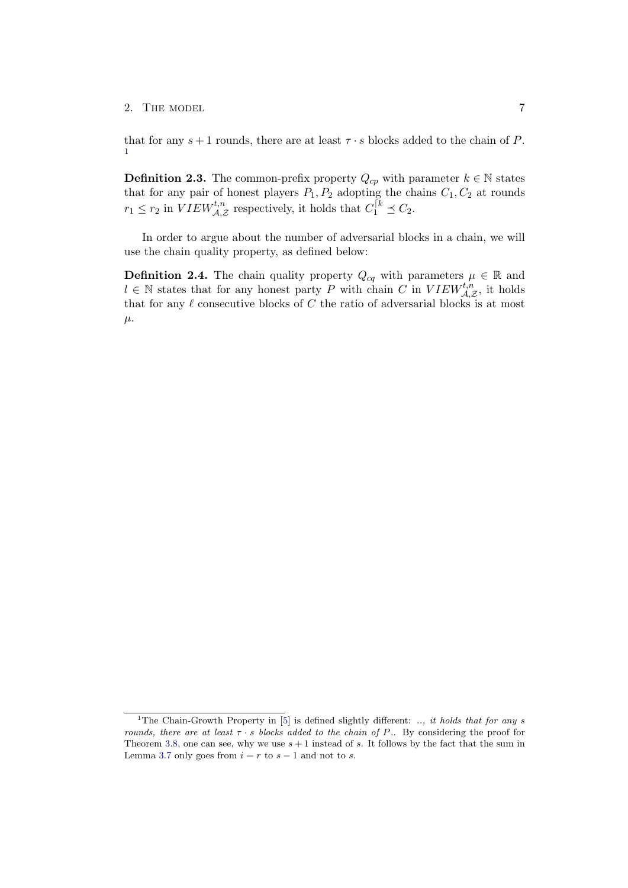that for any $s+1$ rounds, there are at least $\tau \cdot s$ blocks added to the chain of $P$. [1]

**Definition 2.3.** The common-prefix property $Q_{cp}$ with parameter $k \in \mathbb{N}$ states that for any pair of honest players $P_1, P_2$ adopting the chains $C_1, C_2$ at rounds $r_1 \leq r_2$ in $VIEW^{t,n}_{\mathcal{A},\mathcal{Z}}$ respectively, it holds that $C_1^{\lceil k} \preceq C_2$.

In order to argue about the number of adversarial blocks in a chain, we will use the chain quality property, as defined below:

**Definition 2.4.** The chain quality property $Q_{cq}$ with parameters $\mu \in \mathbb{R}$ and $l \in \mathbb{N}$ states that for any honest party $P$ with chain $C$ in $VIEW^{t,n}_{\mathcal{A},\mathcal{Z}}$, it holds that for any $\ell$ consecutive blocks of $C$ the ratio of adversarial blocks is at most $\mu$.

---

[1] The Chain-Growth Property in [5] is defined slightly different: *.., it holds that for any s rounds, there are at least $\tau \cdot s$ blocks added to the chain of P.*. By considering the proof for Theorem 3.8, one can see, why we use $s+1$ instead of $s$. It follows by the fact that the sum in Lemma 3.7 only goes from $i = r$ to $s-1$ and not to $s$.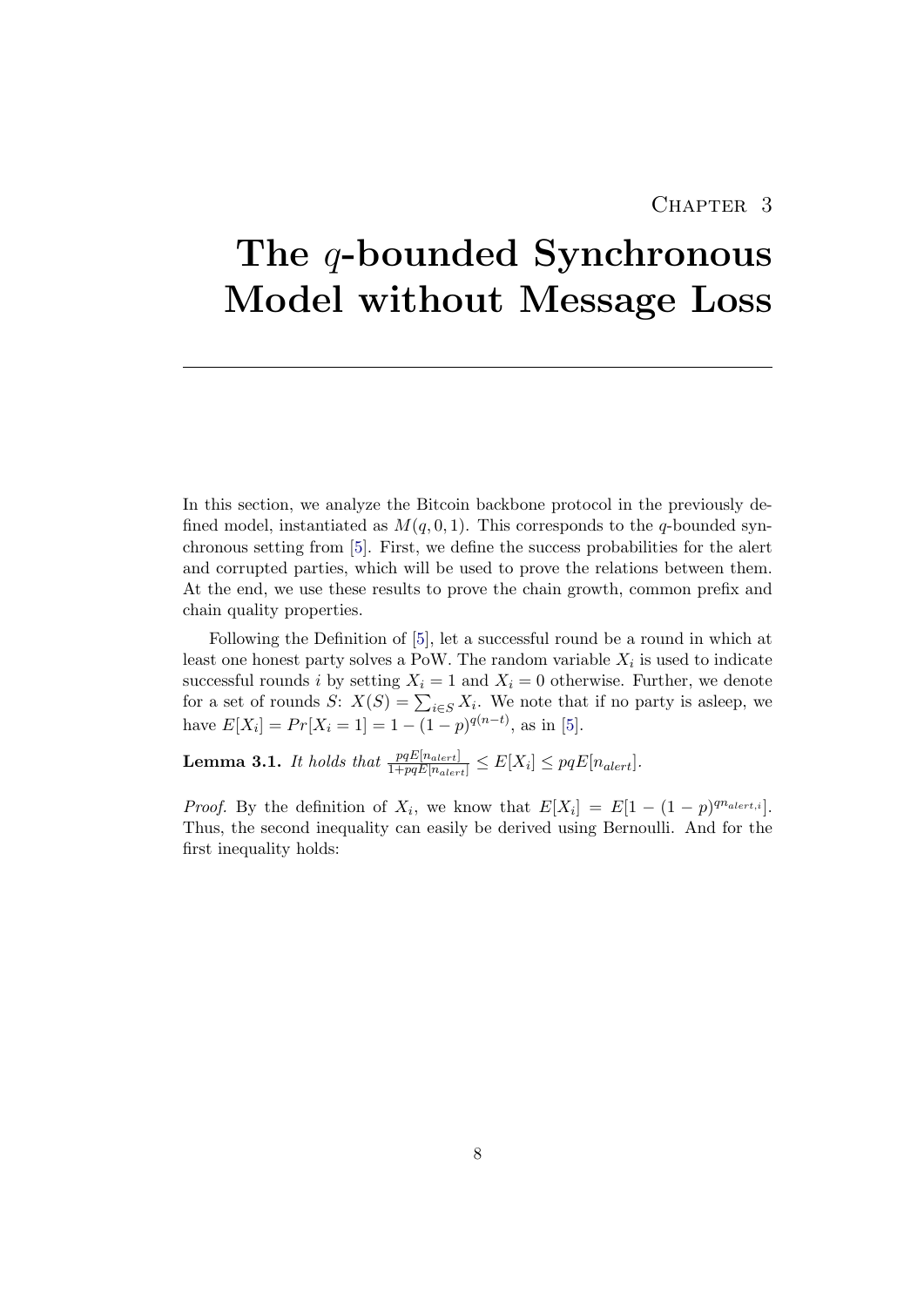# Chapter 3

# The $q$-bounded Synchronous Model without Message Loss

In this section, we analyze the Bitcoin backbone protocol in the previously defined model, instantiated as $M(q, 0, 1)$. This corresponds to the $q$-bounded synchronous setting from [5]. First, we define the success probabilities for the alert and corrupted parties, which will be used to prove the relations between them. At the end, we use these results to prove the chain growth, common prefix and chain quality properties.

Following the Definition of [5], let a successful round be a round in which at least one honest party solves a PoW. The random variable $X_i$ is used to indicate successful rounds $i$ by setting $X_i = 1$ and $X_i = 0$ otherwise. Further, we denote for a set of rounds $S$: $X(S) = \sum_{i \in S} X_i$. We note that if no party is asleep, we have $E[X_i] = Pr[X_i = 1] = 1 - (1-p)^{q(n-t)}$, as in [5].

**Lemma 3.1.** *It holds that* $\frac{pqE[n_{alert}]}{1+pqE[n_{alert}]} \leq E[X_i] \leq pqE[n_{alert}]$.

*Proof.* By the definition of $X_i$, we know that $E[X_i] = E[1 - (1-p)^{qn_{alert,i}}]$. Thus, the second inequality can easily be derived using Bernoulli. And for the first inequality holds: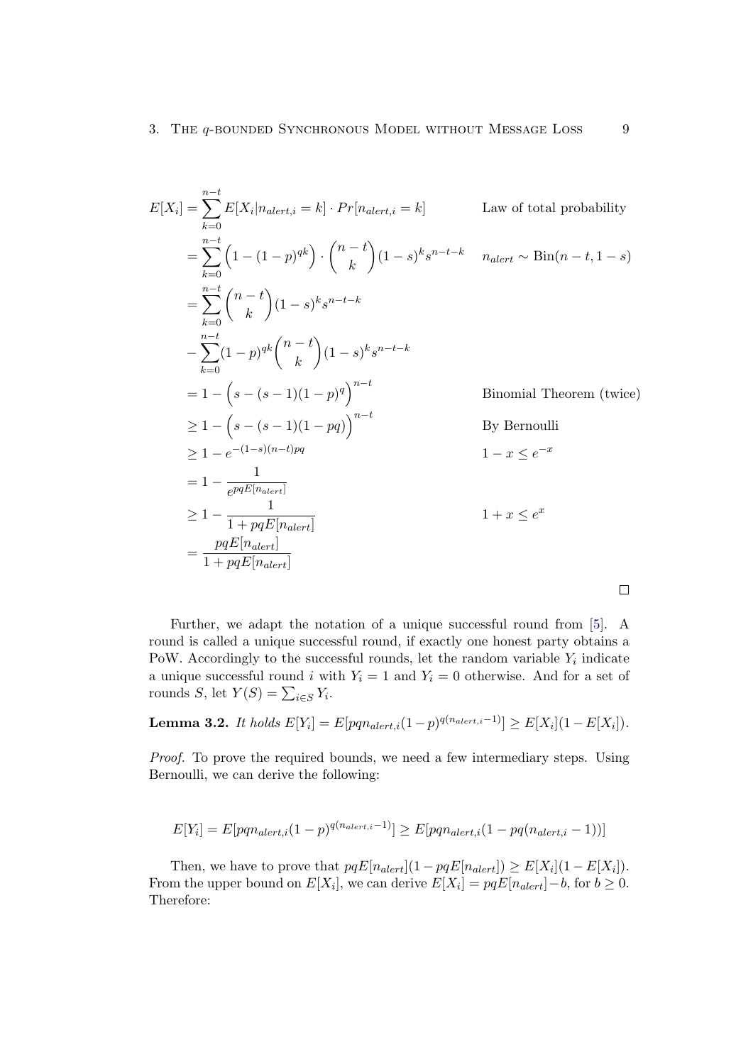$$
\begin{aligned}
E[X_i] &= \sum_{k=0}^{n-t} E[X_i | n_{alert,i} = k] \cdot Pr[n_{alert,i} = k] && \text{Law of total probability} \\
&= \sum_{k=0}^{n-t} \Big(1 - (1-p)^{qk}\Big) \cdot \binom{n-t}{k} (1-s)^k s^{n-t-k} && n_{alert} \sim \text{Bin}(n-t, 1-s) \\
&= \sum_{k=0}^{n-t} \binom{n-t}{k} (1-s)^k s^{n-t-k} \\
&- \sum_{k=0}^{n-t} (1-p)^{qk} \binom{n-t}{k} (1-s)^k s^{n-t-k} \\
&= 1 - \Big(s - (s-1)(1-p)^q\Big)^{n-t} && \text{Binomial Theorem (twice)} \\
&\geq 1 - \Big(s - (s-1)(1-pq)\Big)^{n-t} && \text{By Bernoulli} \\
&\geq 1 - e^{-(1-s)(n-t)pq} && 1 - x \leq e^{-x} \\
&= 1 - \frac{1}{e^{pqE[n_{alert}]}} \\
&\geq 1 - \frac{1}{1 + pqE[n_{alert}]} && 1 + x \leq e^x \\
&= \frac{pqE[n_{alert}]}{1 + pqE[n_{alert}]}
\end{aligned}
$$

□

Further, we adapt the notation of a unique successful round from [5]. A round is called a unique successful round, if exactly one honest party obtains a PoW. Accordingly to the successful rounds, let the random variable $Y_i$ indicate a unique successful round $i$ with $Y_i = 1$ and $Y_i = 0$ otherwise. And for a set of rounds $S$, let $Y(S) = \sum_{i \in S} Y_i$.

**Lemma 3.2.** *It holds* $E[Y_i] = E[pqn_{alert,i}(1-p)^{q(n_{alert,i}-1)}] \geq E[X_i](1 - E[X_i])$.

*Proof.* To prove the required bounds, we need a few intermediary steps. Using Bernoulli, we can derive the following:

$$
E[Y_i] = E[pqn_{alert,i}(1-p)^{q(n_{alert,i}-1)}] \geq E[pqn_{alert,i}(1 - pq(n_{alert,i} - 1))]
$$

Then, we have to prove that $pqE[n_{alert}](1 - pqE[n_{alert}]) \geq E[X_i](1 - E[X_i])$. From the upper bound on $E[X_i]$, we can derive $E[X_i] = pqE[n_{alert}] - b$, for $b \geq 0$. Therefore: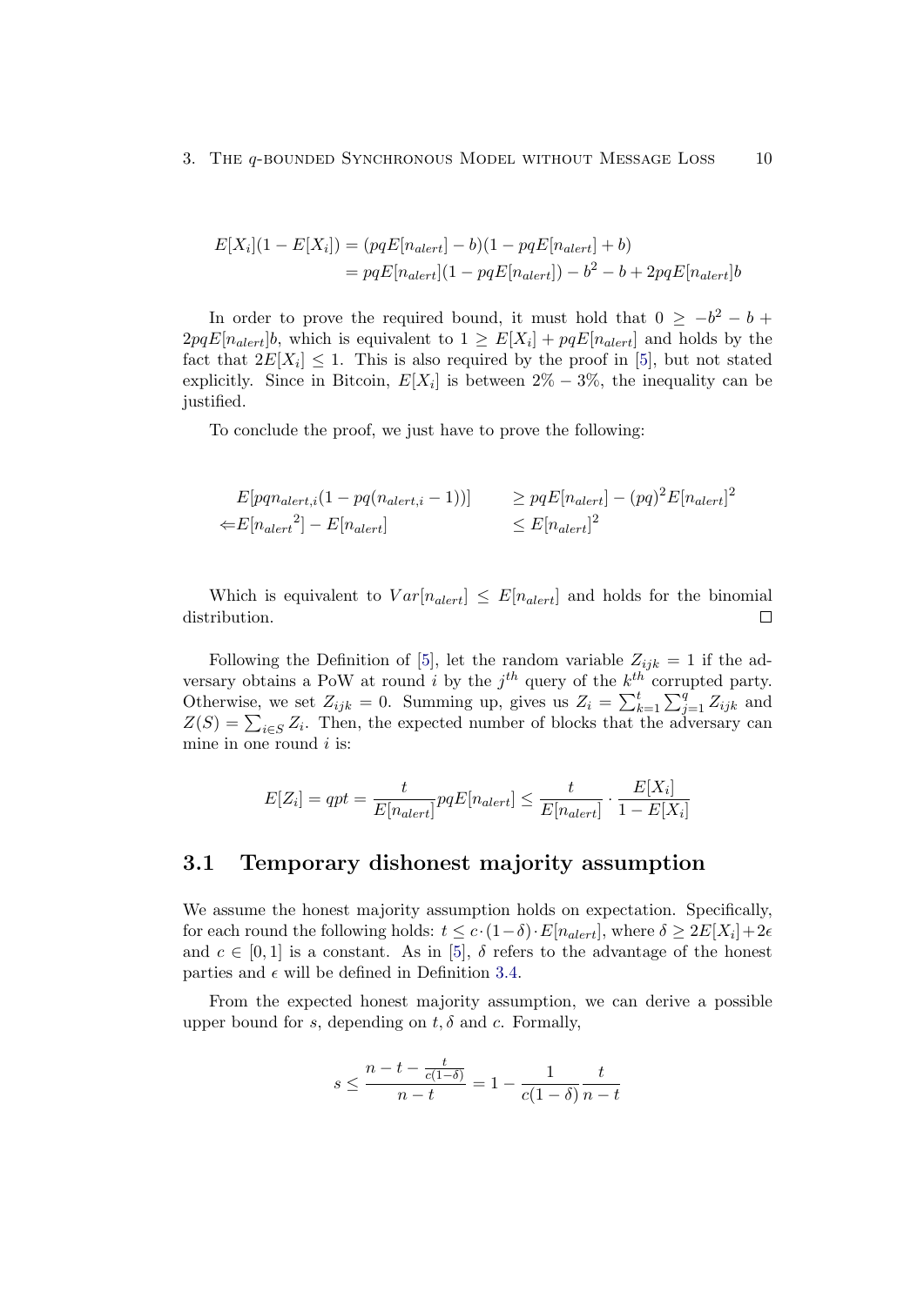$$
\begin{aligned}
E[X_i](1 - E[X_i]) &= (pqE[n_{alert}] - b)(1 - pqE[n_{alert}] + b) \\
&= pqE[n_{alert}](1 - pqE[n_{alert}]) - b^2 - b + 2pqE[n_{alert}]b
\end{aligned}
$$

In order to prove the required bound, it must hold that $0 \geq -b^2 - b + 2pqE[n_{alert}]b$, which is equivalent to $1 \geq E[X_i] + pqE[n_{alert}]$ and holds by the fact that $2E[X_i] \leq 1$. This is also required by the proof in [5], but not stated explicitly. Since in Bitcoin, $E[X_i]$ is between $2\% - 3\%$, the inequality can be justified.

To conclude the proof, we just have to prove the following:

$$
\begin{aligned}
&E[pqn_{alert,i}(1 - pq(n_{alert,i} - 1))] &&\geq pqE[n_{alert}] - (pq)^2 E[n_{alert}]^2 \\
\Leftarrow &E[{n_{alert}}^2] - E[n_{alert}] &&\leq E[n_{alert}]^2
\end{aligned}
$$

Which is equivalent to $Var[n_{alert}] \leq E[n_{alert}]$ and holds for the binomial distribution. □

Following the Definition of [5], let the random variable $Z_{ijk} = 1$ if the adversary obtains a PoW at round $i$ by the $j^{th}$ query of the $k^{th}$ corrupted party. Otherwise, we set $Z_{ijk} = 0$. Summing up, gives us $Z_i = \sum_{k=1}^{t} \sum_{j=1}^{q} Z_{ijk}$ and $Z(S) = \sum_{i \in S} Z_i$. Then, the expected number of blocks that the adversary can mine in one round $i$ is:

$$
E[Z_i] = qpt = \frac{t}{E[n_{alert}]} pqE[n_{alert}] \leq \frac{t}{E[n_{alert}]} \cdot \frac{E[X_i]}{1 - E[X_i]}
$$

## 3.1 Temporary dishonest majority assumption

We assume the honest majority assumption holds on expectation. Specifically, for each round the following holds: $t \leq c \cdot (1 - \delta) \cdot E[n_{alert}]$, where $\delta \geq 2E[X_i] + 2\epsilon$ and $c \in [0, 1]$ is a constant. As in [5], $\delta$ refers to the advantage of the honest parties and $\epsilon$ will be defined in Definition 3.4.

From the expected honest majority assumption, we can derive a possible upper bound for $s$, depending on $t, \delta$ and $c$. Formally,

$$
s \leq \frac{n - t - \frac{t}{c(1-\delta)}}{n - t} = 1 - \frac{1}{c(1 - \delta)} \frac{t}{n - t}
$$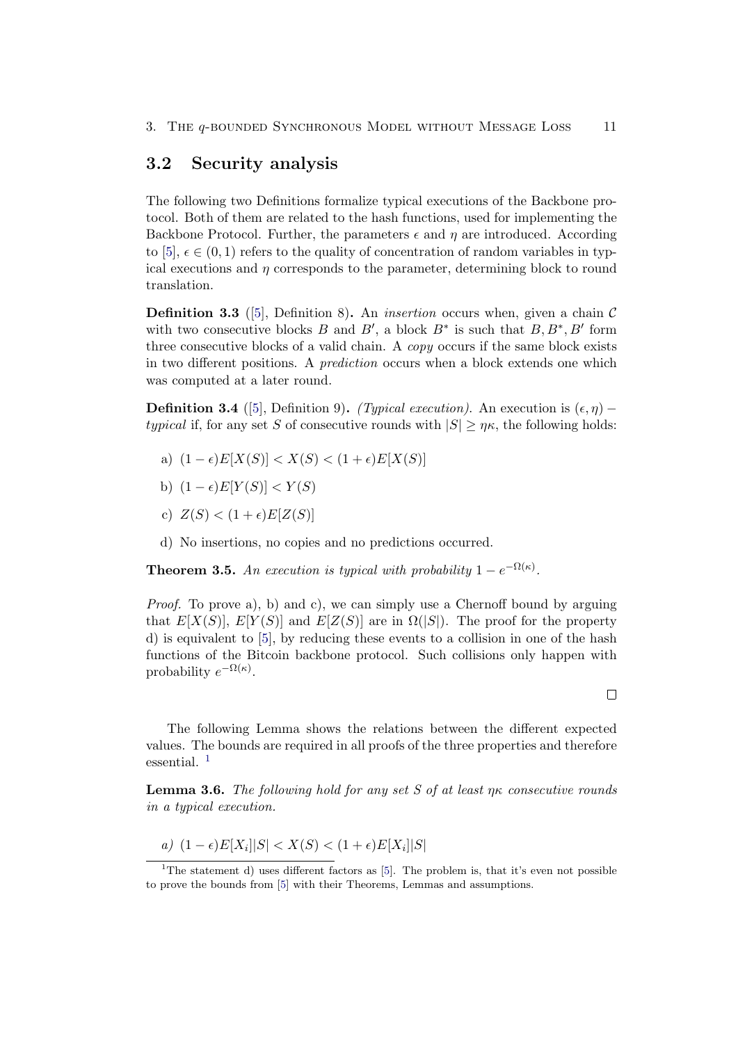## 3.2 Security analysis

The following two Definitions formalize typical executions of the Backbone protocol. Both of them are related to the hash functions, used for implementing the Backbone Protocol. Further, the parameters $\epsilon$ and $\eta$ are introduced. According to [5], $\epsilon \in (0, 1)$ refers to the quality of concentration of random variables in typical executions and $\eta$ corresponds to the parameter, determining block to round translation.

**Definition 3.3** ([5], Definition 8)**.** An *insertion* occurs when, given a chain $\mathcal{C}$ with two consecutive blocks $B$ and $B'$, a block $B^*$ is such that $B, B^*, B'$ form three consecutive blocks of a valid chain. A *copy* occurs if the same block exists in two different positions. A *prediction* occurs when a block extends one which was computed at a later round.

**Definition 3.4** ([5], Definition 9)**.** *(Typical execution).* An execution is $(\epsilon, \eta)-$*typical* if, for any set $S$ of consecutive rounds with $|S| \geq \eta\kappa$, the following holds:

a) $(1-\epsilon)E[X(S)] < X(S) < (1+\epsilon)E[X(S)]$

b) $(1-\epsilon)E[Y(S)] < Y(S)$

c) $Z(S) < (1+\epsilon)E[Z(S)]$

d) No insertions, no copies and no predictions occurred.

**Theorem 3.5.** *An execution is typical with probability $1 - e^{-\Omega(\kappa)}$.*

*Proof.* To prove a), b) and c), we can simply use a Chernoff bound by arguing that $E[X(S)]$, $E[Y(S)]$ and $E[Z(S)]$ are in $\Omega(|S|)$. The proof for the property d) is equivalent to [5], by reducing these events to a collision in one of the hash functions of the Bitcoin backbone protocol. Such collisions only happen with probability $e^{-\Omega(\kappa)}$.

□

The following Lemma shows the relations between the different expected values. The bounds are required in all proofs of the three properties and therefore essential. [1]

**Lemma 3.6.** *The following hold for any set $S$ of at least $\eta\kappa$ consecutive rounds in a typical execution.*

*a)* $(1-\epsilon)E[X_i]|S| < X(S) < (1+\epsilon)E[X_i]|S|$

[1] The statement d) uses different factors as [5]. The problem is, that it's even not possible to prove the bounds from [5] with their Theorems, Lemmas and assumptions.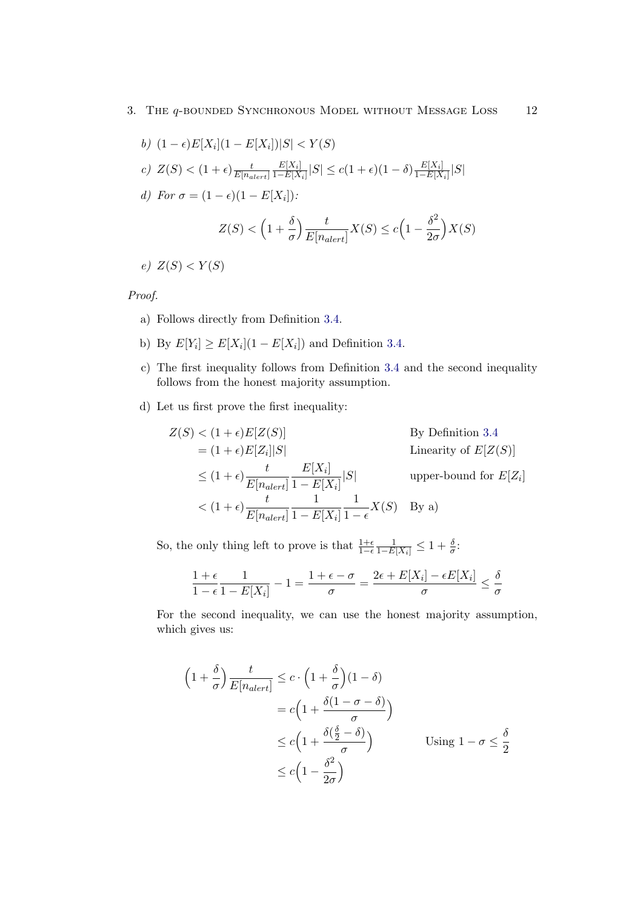*b)* $(1-\epsilon)E[X_i](1-E[X_i])|S| < Y(S)$

*c)* $Z(S) < (1+\epsilon)\frac{t}{E[n_{alert}]}\frac{E[X_i]}{1-E[X_i]}|S| \leq c(1+\epsilon)(1-\delta)\frac{E[X_i]}{1-E[X_i]}|S|$

*d) For* $\sigma = (1-\epsilon)(1-E[X_i])$*:*

$$Z(S) < \Big(1+\frac{\delta}{\sigma}\Big)\frac{t}{E[n_{alert}]}X(S) \leq c\Big(1-\frac{\delta^2}{2\sigma}\Big)X(S)$$

*e)* $Z(S) < Y(S)$

*Proof.*

a) Follows directly from Definition 3.4.

b) By $E[Y_i] \geq E[X_i](1-E[X_i])$ and Definition 3.4.

c) The first inequality follows from Definition 3.4 and the second inequality follows from the honest majority assumption.

d) Let us first prove the first inequality:

$$\begin{aligned}
Z(S) &< (1+\epsilon)E[Z(S)] && \text{By Definition 3.4} \\
&= (1+\epsilon)E[Z_i]|S| && \text{Linearity of } E[Z(S)] \\
&\leq (1+\epsilon)\frac{t}{E[n_{alert}]}\frac{E[X_i]}{1-E[X_i]}|S| && \text{upper-bound for } E[Z_i] \\
&< (1+\epsilon)\frac{t}{E[n_{alert}]}\frac{1}{1-E[X_i]}\frac{1}{1-\epsilon}X(S) && \text{By a)}
\end{aligned}$$

So, the only thing left to prove is that $\frac{1+\epsilon}{1-\epsilon}\frac{1}{1-E[X_i]} \leq 1+\frac{\delta}{\sigma}$:

$$\frac{1+\epsilon}{1-\epsilon}\frac{1}{1-E[X_i]} - 1 = \frac{1+\epsilon-\sigma}{\sigma} = \frac{2\epsilon + E[X_i] - \epsilon E[X_i]}{\sigma} \leq \frac{\delta}{\sigma}$$

For the second inequality, we can use the honest majority assumption, which gives us:

$$\begin{aligned}
\Big(1+\frac{\delta}{\sigma}\Big)\frac{t}{E[n_{alert}]} &\leq c\cdot\Big(1+\frac{\delta}{\sigma}\Big)(1-\delta) \\
&= c\Big(1+\frac{\delta(1-\sigma-\delta)}{\sigma}\Big) \\
&\leq c\Big(1+\frac{\delta(\frac{\delta}{2}-\delta)}{\sigma}\Big) && \text{Using } 1-\sigma \leq \frac{\delta}{2} \\
&\leq c\Big(1-\frac{\delta^2}{2\sigma}\Big)
\end{aligned}$$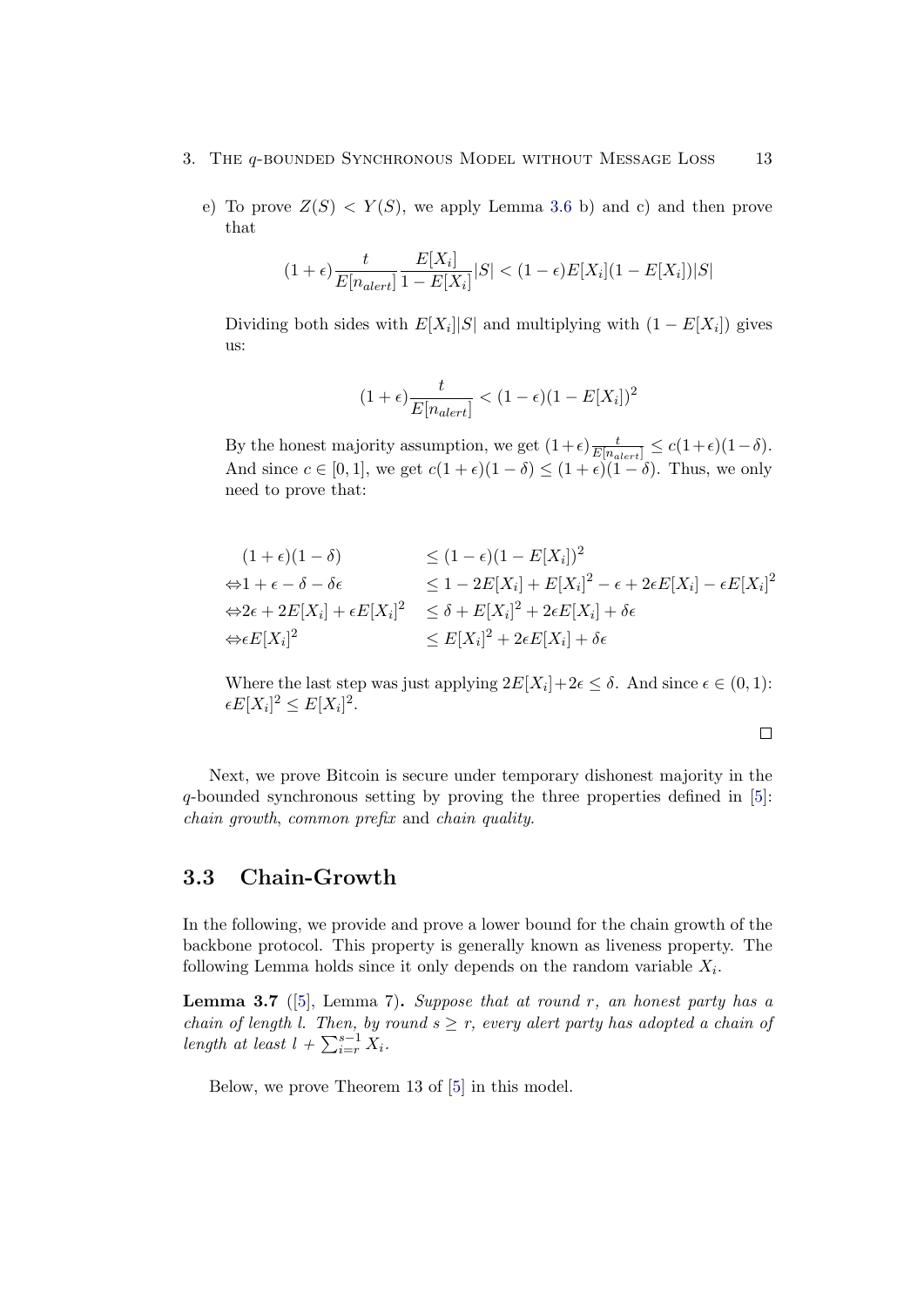e) To prove $Z(S) < Y(S)$, we apply Lemma 3.6 b) and c) and then prove that

$$(1+\epsilon)\frac{t}{E[n_{alert}]}\frac{E[X_i]}{1-E[X_i]}|S| < (1-\epsilon)E[X_i](1-E[X_i])|S|$$

Dividing both sides with $E[X_i]|S|$ and multiplying with $(1-E[X_i])$ gives us:

$$(1+\epsilon)\frac{t}{E[n_{alert}]} < (1-\epsilon)(1-E[X_i])^2$$

By the honest majority assumption, we get $(1+\epsilon)\frac{t}{E[n_{alert}]} \leq c(1+\epsilon)(1-\delta)$. And since $c \in [0,1]$, we get $c(1+\epsilon)(1-\delta) \leq (1+\epsilon)(1-\delta)$. Thus, we only need to prove that:

$$\begin{aligned}
(1+\epsilon)(1-\delta) &\leq (1-\epsilon)(1-E[X_i])^2 \\
\Leftrightarrow 1+\epsilon-\delta-\delta\epsilon &\leq 1-2E[X_i]+E[X_i]^2-\epsilon+2\epsilon E[X_i]-\epsilon E[X_i]^2 \\
\Leftrightarrow 2\epsilon+2E[X_i]+\epsilon E[X_i]^2 &\leq \delta+E[X_i]^2+2\epsilon E[X_i]+\delta\epsilon \\
\Leftrightarrow \epsilon E[X_i]^2 &\leq E[X_i]^2+2\epsilon E[X_i]+\delta\epsilon
\end{aligned}$$

Where the last step was just applying $2E[X_i]+2\epsilon \leq \delta$. And since $\epsilon \in (0,1)$: $\epsilon E[X_i]^2 \leq E[X_i]^2$.

□

Next, we prove Bitcoin is secure under temporary dishonest majority in the $q$-bounded synchronous setting by proving the three properties defined in [5]: *chain growth*, *common prefix* and *chain quality*.

## 3.3 Chain-Growth

In the following, we provide and prove a lower bound for the chain growth of the backbone protocol. This property is generally known as liveness property. The following Lemma holds since it only depends on the random variable $X_i$.

**Lemma 3.7** ([5], Lemma 7)**.** *Suppose that at round $r$, an honest party has a chain of length $l$. Then, by round $s \geq r$, every alert party has adopted a chain of length at least $l + \sum_{i=r}^{s-1} X_i$.*

Below, we prove Theorem 13 of [5] in this model.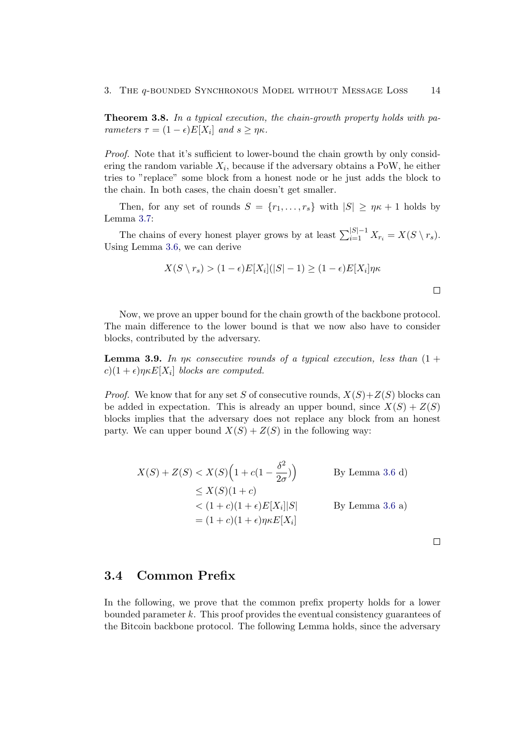**Theorem 3.8.** *In a typical execution, the chain-growth property holds with parameters $\tau = (1-\epsilon)E[X_i]$ and $s \geq \eta\kappa$.*

*Proof.* Note that it's sufficient to lower-bound the chain growth by only considering the random variable $X_i$, because if the adversary obtains a PoW, he either tries to "replace" some block from a honest node or he just adds the block to the chain. In both cases, the chain doesn't get smaller.

Then, for any set of rounds $S = \{r_1, \ldots, r_s\}$ with $|S| \geq \eta\kappa + 1$ holds by Lemma 3.7:

The chains of every honest player grows by at least $\sum_{i=1}^{|S|-1} X_{r_i} = X(S \setminus r_s)$. Using Lemma 3.6, we can derive

$$X(S \setminus r_s) > (1-\epsilon)E[X_i](|S|-1) \geq (1-\epsilon)E[X_i]\eta\kappa$$

□

Now, we prove an upper bound for the chain growth of the backbone protocol. The main difference to the lower bound is that we now also have to consider blocks, contributed by the adversary.

**Lemma 3.9.** *In $\eta\kappa$ consecutive rounds of a typical execution, less than $(1+c)(1+\epsilon)\eta\kappa E[X_i]$ blocks are computed.*

*Proof.* We know that for any set $S$ of consecutive rounds, $X(S)+Z(S)$ blocks can be added in expectation. This is already an upper bound, since $X(S)+Z(S)$ blocks implies that the adversary does not replace any block from an honest party. We can upper bound $X(S)+Z(S)$ in the following way:

$$
\begin{aligned}
X(S) + Z(S) &< X(S)\Big(1 + c(1 - \frac{\delta^2}{2\sigma})\Big) && \text{By Lemma 3.6 d)} \\
&\leq X(S)(1+c) \\
&< (1+c)(1+\epsilon)E[X_i]|S| && \text{By Lemma 3.6 a)} \\
&= (1+c)(1+\epsilon)\eta\kappa E[X_i]
\end{aligned}
$$

□

## 3.4 Common Prefix

In the following, we prove that the common prefix property holds for a lower bounded parameter $k$. This proof provides the eventual consistency guarantees of the Bitcoin backbone protocol. The following Lemma holds, since the adversary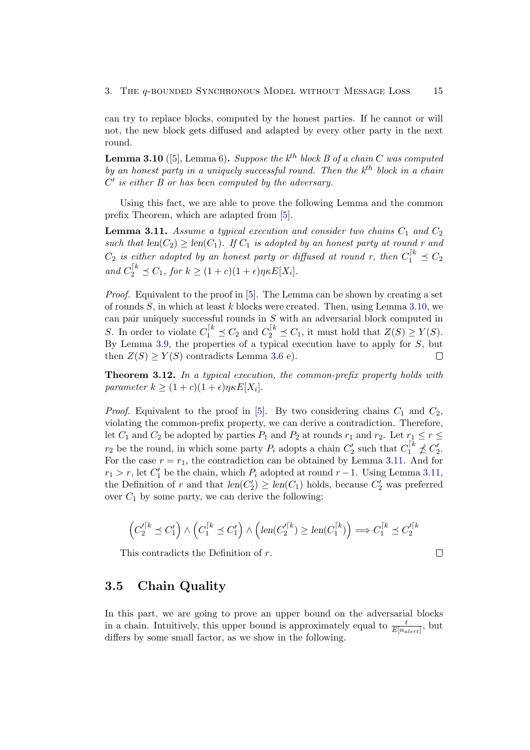can try to replace blocks, computed by the honest parties. If he cannot or will not, the new block gets diffused and adapted by every other party in the next round.

**Lemma 3.10** ([5], Lemma 6)**.** *Suppose the $k^{th}$ block $B$ of a chain $C$ was computed by an honest party in a uniquely successful round. Then the $k^{th}$ block in a chain $C'$ is either $B$ or has been computed by the adversary.*

Using this fact, we are able to prove the following Lemma and the common prefix Theorem, which are adapted from [5].

**Lemma 3.11.** *Assume a typical execution and consider two chains $C_1$ and $C_2$ such that $len(C_2) \geq len(C_1)$. If $C_1$ is adopted by an honest party at round $r$ and $C_2$ is either adopted by an honest party or diffused at round $r$, then $C_1^{\lceil k} \preceq C_2$ and $C_2^{\lceil k} \preceq C_1$, for $k \geq (1+c)(1+\epsilon)\eta\kappa E[X_i]$.*

*Proof.* Equivalent to the proof in [5]. The Lemma can be shown by creating a set of rounds $S$, in which at least $k$ blocks were created. Then, using Lemma 3.10, we can pair uniquely successful rounds in $S$ with an adversarial block computed in $S$. In order to violate $C_1^{\lceil k} \preceq C_2$ and $C_2^{\lceil k} \preceq C_1$, it must hold that $Z(S) \geq Y(S)$. By Lemma 3.9, the properties of a typical execution have to apply for $S$, but then $Z(S) \geq Y(S)$ contradicts Lemma 3.6 e). □

**Theorem 3.12.** *In a typical execution, the common-prefix property holds with parameter $k \geq (1+c)(1+\epsilon)\eta\kappa E[X_i]$.*

*Proof.* Equivalent to the proof in [5]. By two considering chains $C_1$ and $C_2$, violating the common-prefix property, we can derive a contradiction. Therefore, let $C_1$ and $C_2$ be adopted by parties $P_1$ and $P_2$ at rounds $r_1$ and $r_2$. Let $r_1 \leq r \leq r_2$ be the round, in which some party $P_i$ adopts a chain $C_2'$ such that $C_1^{\lceil k} \npreceq C_2'$. For the case $r = r_1$, the contradiction can be obtained by Lemma 3.11. And for $r_1 > r$, let $C_1'$ be the chain, which $P_i$ adopted at round $r-1$. Using Lemma 3.11, the Definition of $r$ and that $len(C_2') \geq len(C_1)$ holds, because $C_2'$ was preferred over $C_1$ by some party, we can derive the following:

$$\left(C_2'^{\lceil k} \preceq C_1'\right) \wedge \left(C_1^{\lceil k} \preceq C_1'\right) \wedge \left(len(C_2'^{\lceil k}) \geq len(C_1^{\lceil k})\right) \Longrightarrow C_1^{\lceil k} \preceq C_2'^{\lceil k}$$

This contradicts the Definition of $r$. □

## 3.5 Chain Quality

In this part, we are going to prove an upper bound on the adversarial blocks in a chain. Intuitively, this upper bound is approximately equal to $\frac{t}{E[n_{alert}]}$, but differs by some small factor, as we show in the following.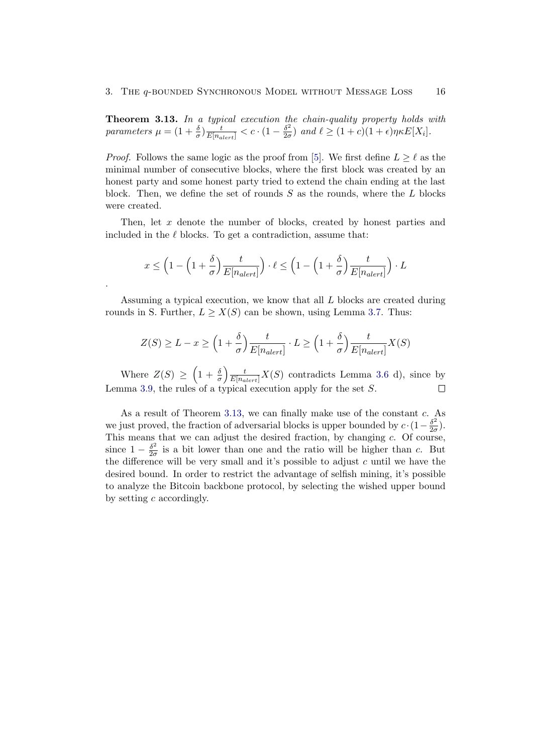**Theorem 3.13.** *In a typical execution the chain-quality property holds with parameters $\mu = (1+\frac{\delta}{\sigma})\frac{t}{E[n_{alert}]} < c \cdot (1 - \frac{\delta^2}{2\sigma})$ and $\ell \geq (1+c)(1+\epsilon)\eta\kappa E[X_i]$.*

*Proof.* Follows the same logic as the proof from [5]. We first define $L \geq \ell$ as the minimal number of consecutive blocks, where the first block was created by an honest party and some honest party tried to extend the chain ending at the last block. Then, we define the set of rounds $S$ as the rounds, where the $L$ blocks were created.

Then, let $x$ denote the number of blocks, created by honest parties and included in the $\ell$ blocks. To get a contradiction, assume that:

$$x \leq \left(1 - \left(1 + \frac{\delta}{\sigma}\right)\frac{t}{E[n_{alert}]}\right) \cdot \ell \leq \left(1 - \left(1 + \frac{\delta}{\sigma}\right)\frac{t}{E[n_{alert}]}\right) \cdot L$$

.

Assuming a typical execution, we know that all $L$ blocks are created during rounds in S. Further, $L \geq X(S)$ can be shown, using Lemma 3.7. Thus:

$$Z(S) \geq L - x \geq \left(1 + \frac{\delta}{\sigma}\right)\frac{t}{E[n_{alert}]} \cdot L \geq \left(1 + \frac{\delta}{\sigma}\right)\frac{t}{E[n_{alert}]} X(S)$$

Where $Z(S) \geq \left(1 + \frac{\delta}{\sigma}\right)\frac{t}{E[n_{alert}]} X(S)$ contradicts Lemma 3.6 d), since by Lemma 3.9, the rules of a typical execution apply for the set $S$. ∎

As a result of Theorem 3.13, we can finally make use of the constant $c$. As we just proved, the fraction of adversarial blocks is upper bounded by $c \cdot (1 - \frac{\delta^2}{2\sigma})$. This means that we can adjust the desired fraction, by changing $c$. Of course, since $1 - \frac{\delta^2}{2\sigma}$ is a bit lower than one and the ratio will be higher than $c$. But the difference will be very small and it's possible to adjust $c$ until we have the desired bound. In order to restrict the advantage of selfish mining, it's possible to analyze the Bitcoin backbone protocol, by selecting the wished upper bound by setting $c$ accordingly.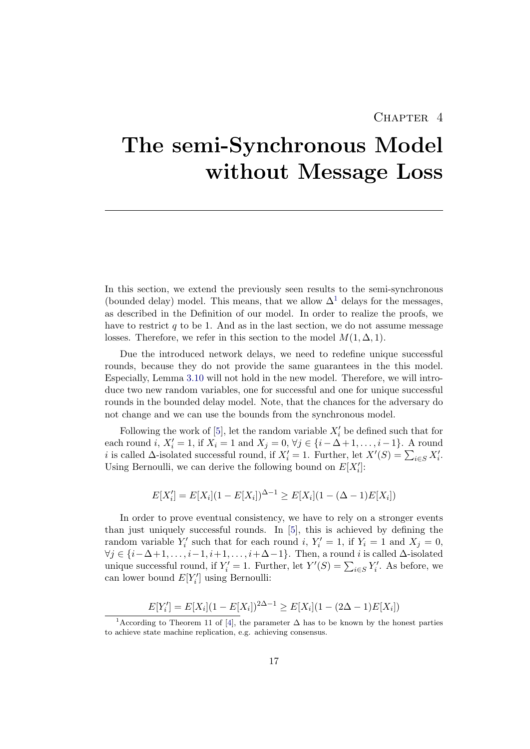# Chapter 4

# The semi-Synchronous Model without Message Loss

In this section, we extend the previously seen results to the semi-synchronous (bounded delay) model. This means, that we allow $\Delta$[1] delays for the messages, as described in the Definition of our model. In order to realize the proofs, we have to restrict $q$ to be 1. And as in the last section, we do not assume message losses. Therefore, we refer in this section to the model $M(1, \Delta, 1)$.

Due the introduced network delays, we need to redefine unique successful rounds, because they do not provide the same guarantees in the this model. Especially, Lemma 3.10 will not hold in the new model. Therefore, we will introduce two new random variables, one for successful and one for unique successful rounds in the bounded delay model. Note, that the chances for the adversary do not change and we can use the bounds from the synchronous model.

Following the work of [5], let the random variable $X'_i$ be defined such that for each round $i$, $X'_i = 1$, if $X_i = 1$ and $X_j = 0$, $\forall j \in \{i-\Delta+1, \ldots, i-1\}$. A round $i$ is called $\Delta$-isolated successful round, if $X'_i = 1$. Further, let $X'(S) = \sum_{i \in S} X'_i$. Using Bernoulli, we can derive the following bound on $E[X'_i]$:

$$E[X'_i] = E[X_i](1 - E[X_i])^{\Delta-1} \geq E[X_i](1 - (\Delta - 1)E[X_i])$$

In order to prove eventual consistency, we have to rely on a stronger events than just uniquely successful rounds. In [5], this is achieved by defining the random variable $Y'_i$ such that for each round $i$, $Y'_i = 1$, if $Y_i = 1$ and $X_j = 0$, $\forall j \in \{i-\Delta+1, \ldots, i-1, i+1, \ldots, i+\Delta-1\}$. Then, a round $i$ is called $\Delta$-isolated unique successful round, if $Y'_i = 1$. Further, let $Y'(S) = \sum_{i \in S} Y'_i$. As before, we can lower bound $E[Y'_i]$ using Bernoulli:

$$E[Y'_i] = E[X_i](1 - E[X_i])^{2\Delta-1} \geq E[X_i](1 - (2\Delta - 1)E[X_i])$$

[1] According to Theorem 11 of [4], the parameter $\Delta$ has to be known by the honest parties to achieve state machine replication, e.g. achieving consensus.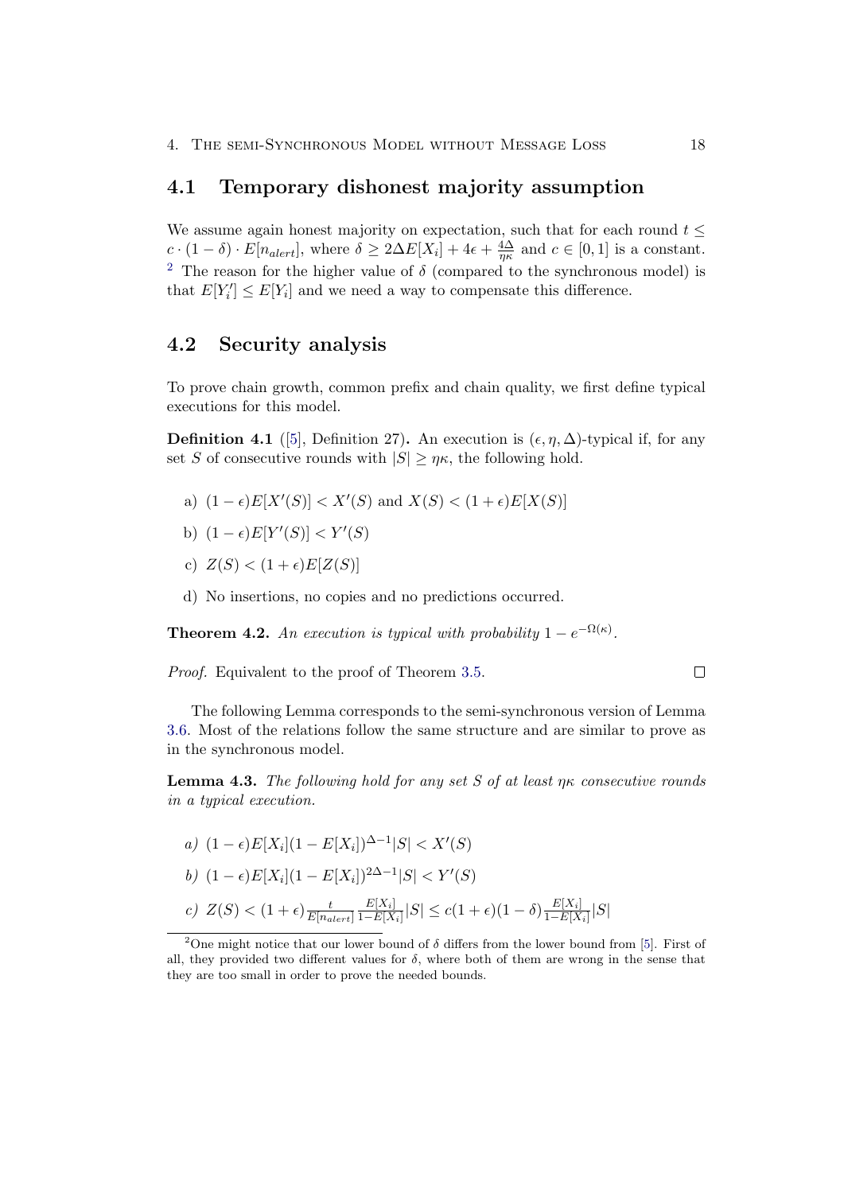## 4.1 Temporary dishonest majority assumption

We assume again honest majority on expectation, such that for each round $t \leq c \cdot (1-\delta) \cdot E[n_{alert}]$, where $\delta \geq 2\Delta E[X_i] + 4\epsilon + \frac{4\Delta}{\eta\kappa}$ and $c \in [0,1]$ is a constant. [2] The reason for the higher value of $\delta$ (compared to the synchronous model) is that $E[Y_i'] \leq E[Y_i]$ and we need a way to compensate this difference.

## 4.2 Security analysis

To prove chain growth, common prefix and chain quality, we first define typical executions for this model.

**Definition 4.1** ([5], Definition 27)**.** An execution is $(\epsilon, \eta, \Delta)$-typical if, for any set $S$ of consecutive rounds with $|S| \geq \eta\kappa$, the following hold.

a) $(1-\epsilon)E[X'(S)] < X'(S)$ and $X(S) < (1+\epsilon)E[X(S)]$

b) $(1-\epsilon)E[Y'(S)] < Y'(S)$

c) $Z(S) < (1+\epsilon)E[Z(S)]$

d) No insertions, no copies and no predictions occurred.

**Theorem 4.2.** *An execution is typical with probability $1 - e^{-\Omega(\kappa)}$.*

*Proof.* Equivalent to the proof of Theorem 3.5. ∎

The following Lemma corresponds to the semi-synchronous version of Lemma 3.6. Most of the relations follow the same structure and are similar to prove as in the synchronous model.

**Lemma 4.3.** *The following hold for any set $S$ of at least $\eta\kappa$ consecutive rounds in a typical execution.*

*a)* $(1-\epsilon)E[X_i](1-E[X_i])^{\Delta-1}|S| < X'(S)$

*b)* $(1-\epsilon)E[X_i](1-E[X_i])^{2\Delta-1}|S| < Y'(S)$

*c)* $Z(S) < (1+\epsilon)\frac{t}{E[n_{alert}]}\frac{E[X_i]}{1-E[X_i]}|S| \leq c(1+\epsilon)(1-\delta)\frac{E[X_i]}{1-E[X_i]}|S|$

[2] One might notice that our lower bound of $\delta$ differs from the lower bound from [5]. First of all, they provided two different values for $\delta$, where both of them are wrong in the sense that they are too small in order to prove the needed bounds.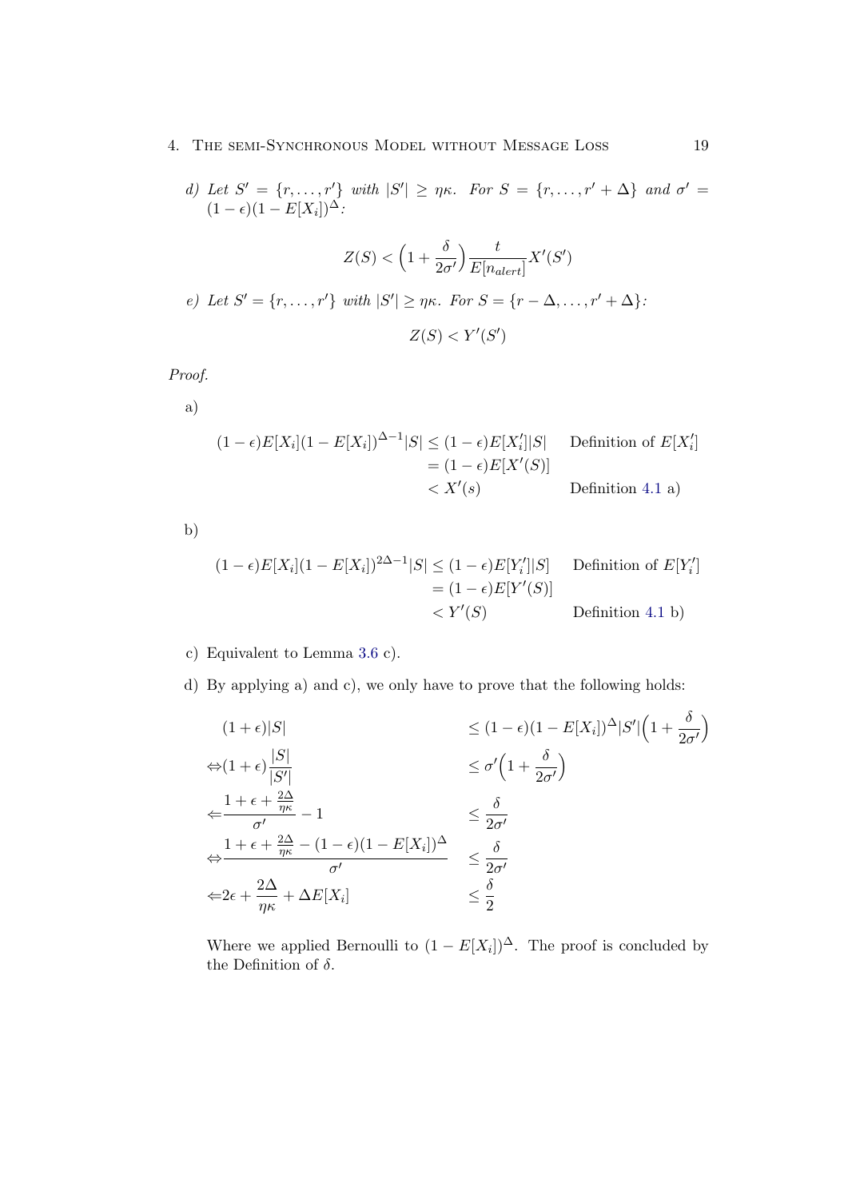*d) Let $S' = \{r, \ldots, r'\}$ with $|S'| \geq \eta\kappa$. For $S = \{r, \ldots, r' + \Delta\}$ and $\sigma' = (1-\epsilon)(1 - E[X_i])^{\Delta}$:*

$$Z(S) < \left(1 + \frac{\delta}{2\sigma'}\right) \frac{t}{E[n_{alert}]} X'(S')$$

*e) Let $S' = \{r, \ldots, r'\}$ with $|S'| \geq \eta\kappa$. For $S = \{r - \Delta, \ldots, r' + \Delta\}$:*

$$Z(S) < Y'(S')$$

*Proof.*

a)

$$\begin{aligned}
(1-\epsilon)E[X_i](1-E[X_i])^{\Delta-1}|S| &\leq (1-\epsilon)E[X_i']|S| && \text{Definition of } E[X_i'] \\
&= (1-\epsilon)E[X'(S)] \\
&< X'(s) && \text{Definition 4.1 a)}
\end{aligned}$$

b)

$$\begin{aligned}
(1-\epsilon)E[X_i](1-E[X_i])^{2\Delta-1}|S| &\leq (1-\epsilon)E[Y_i']|S| && \text{Definition of } E[Y_i'] \\
&= (1-\epsilon)E[Y'(S)] \\
&< Y'(S) && \text{Definition 4.1 b)}
\end{aligned}$$

c) Equivalent to Lemma 3.6 c).

d) By applying a) and c), we only have to prove that the following holds:

$$\begin{aligned}
&(1+\epsilon)|S| && \leq (1-\epsilon)(1-E[X_i])^{\Delta}|S'|\left(1 + \frac{\delta}{2\sigma'}\right) \\
\Leftrightarrow &(1+\epsilon)\frac{|S|}{|S'|} && \leq \sigma'\left(1 + \frac{\delta}{2\sigma'}\right) \\
\Leftarrow &\frac{1+\epsilon+\frac{2\Delta}{\eta\kappa}}{\sigma'} - 1 && \leq \frac{\delta}{2\sigma'} \\
\Leftrightarrow &\frac{1+\epsilon+\frac{2\Delta}{\eta\kappa} - (1-\epsilon)(1-E[X_i])^{\Delta}}{\sigma'} && \leq \frac{\delta}{2\sigma'} \\
\Leftarrow &2\epsilon + \frac{2\Delta}{\eta\kappa} + \Delta E[X_i] && \leq \frac{\delta}{2}
\end{aligned}$$

Where we applied Bernoulli to $(1 - E[X_i])^{\Delta}$. The proof is concluded by the Definition of $\delta$.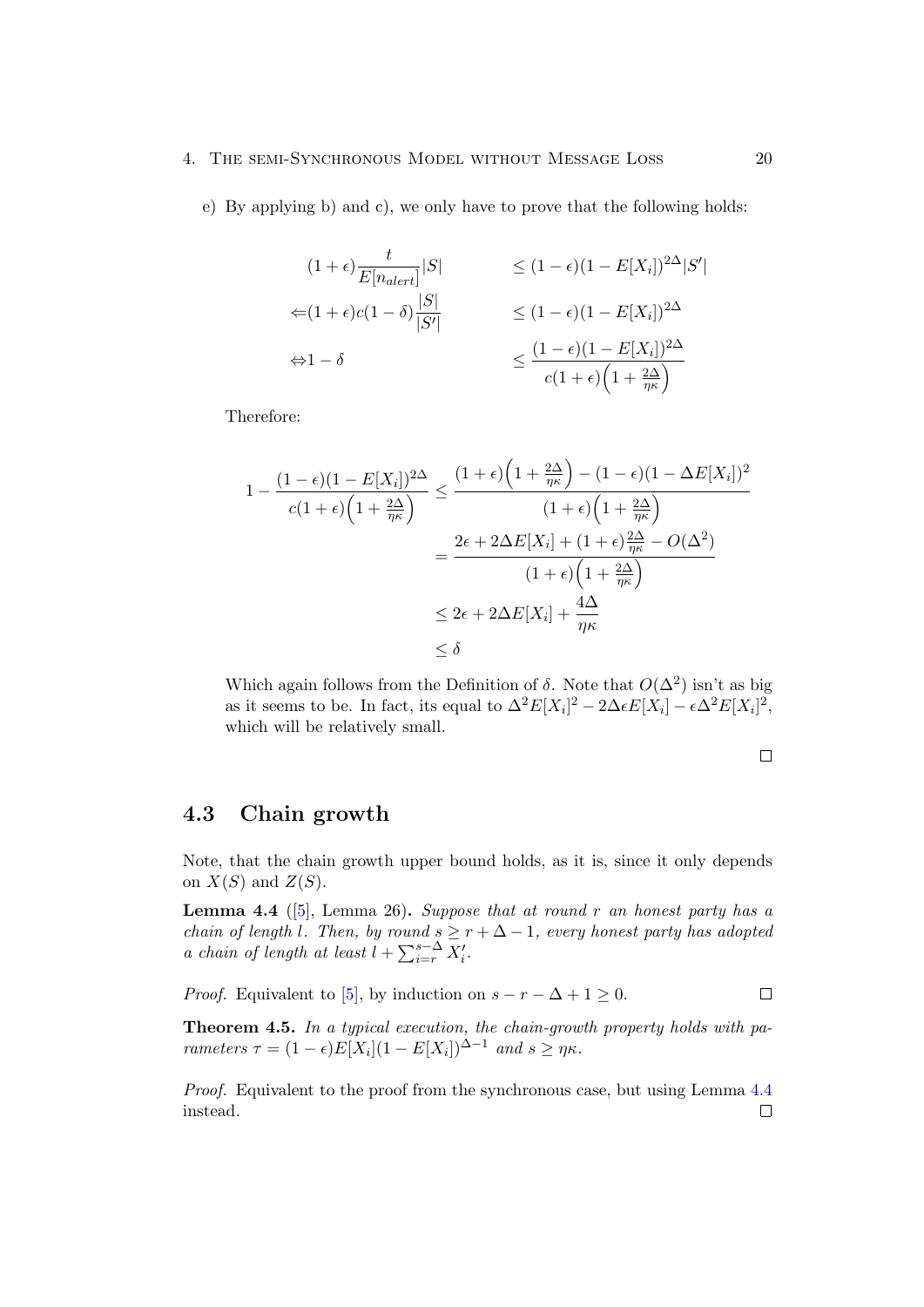e) By applying b) and c), we only have to prove that the following holds:

$$
\begin{aligned}
(1+\epsilon)\frac{t}{E[n_{alert}]}|S| \quad & \leq (1-\epsilon)(1-E[X_i])^{2\Delta}|S'| \\
\Leftarrow (1+\epsilon)c(1-\delta)\frac{|S|}{|S'|} \quad & \leq (1-\epsilon)(1-E[X_i])^{2\Delta} \\
\Leftrightarrow 1-\delta \quad & \leq \frac{(1-\epsilon)(1-E[X_i])^{2\Delta}}{c(1+\epsilon)\left(1+\frac{2\Delta}{\eta\kappa}\right)}
\end{aligned}
$$

Therefore:

$$
\begin{aligned}
1-\frac{(1-\epsilon)(1-E[X_i])^{2\Delta}}{c(1+\epsilon)\left(1+\frac{2\Delta}{\eta\kappa}\right)} &\leq \frac{(1+\epsilon)\left(1+\frac{2\Delta}{\eta\kappa}\right)-(1-\epsilon)(1-\Delta E[X_i])^2}{(1+\epsilon)\left(1+\frac{2\Delta}{\eta\kappa}\right)} \\
&= \frac{2\epsilon+2\Delta E[X_i]+(1+\epsilon)\frac{2\Delta}{\eta\kappa}-O(\Delta^2)}{(1+\epsilon)\left(1+\frac{2\Delta}{\eta\kappa}\right)} \\
&\leq 2\epsilon+2\Delta E[X_i]+\frac{4\Delta}{\eta\kappa} \\
&\leq \delta
\end{aligned}
$$

Which again follows from the Definition of $\delta$. Note that $O(\Delta^2)$ isn't as big as it seems to be. In fact, its equal to $\Delta^2 E[X_i]^2 - 2\Delta\epsilon E[X_i] - \epsilon\Delta^2 E[X_i]^2$, which will be relatively small.

□

## 4.3 Chain growth

Note, that the chain growth upper bound holds, as it is, since it only depends on $X(S)$ and $Z(S)$.

**Lemma 4.4** ([5], Lemma 26)**.** *Suppose that at round $r$ an honest party has a chain of length $l$. Then, by round $s \geq r+\Delta-1$, every honest party has adopted a chain of length at least $l+\sum_{i=r}^{s-\Delta} X'_i$.*

*Proof.* Equivalent to [5], by induction on $s-r-\Delta+1 \geq 0$. □

**Theorem 4.5.** *In a typical execution, the chain-growth property holds with parameters $\tau = (1-\epsilon)E[X_i](1-E[X_i])^{\Delta-1}$ and $s \geq \eta\kappa$.*

*Proof.* Equivalent to the proof from the synchronous case, but using Lemma 4.4 instead. □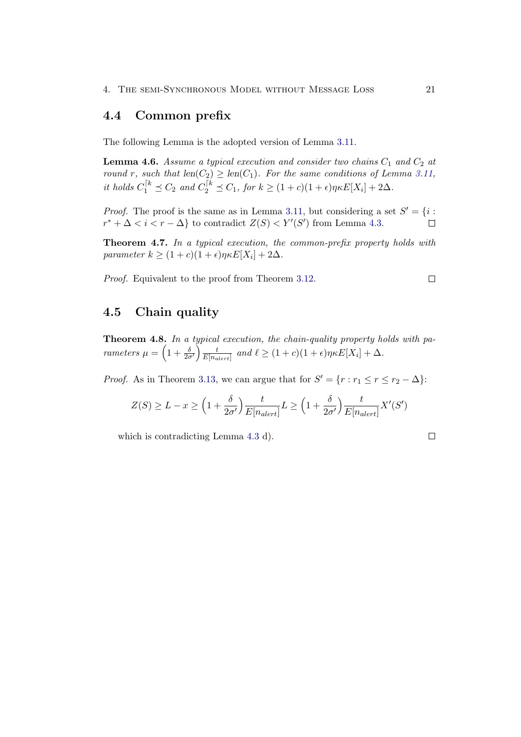## 4.4 Common prefix

The following Lemma is the adopted version of Lemma 3.11.

**Lemma 4.6.** *Assume a typical execution and consider two chains $C_1$ and $C_2$ at round $r$, such that $\text{len}(C_2) \geq \text{len}(C_1)$. For the same conditions of Lemma 3.11, it holds $C_1^{\lceil k} \preceq C_2$ and $C_2^{\lceil k} \preceq C_1$, for $k \geq (1+c)(1+\epsilon)\eta\kappa E[X_i] + 2\Delta$.*

*Proof.* The proof is the same as in Lemma 3.11, but considering a set $S' = \{i : r^* + \Delta < i < r - \Delta\}$ to contradict $Z(S) < Y'(S')$ from Lemma 4.3. ☐

**Theorem 4.7.** *In a typical execution, the common-prefix property holds with parameter $k \geq (1+c)(1+\epsilon)\eta\kappa E[X_i] + 2\Delta$.*

*Proof.* Equivalent to the proof from Theorem 3.12. ☐

## 4.5 Chain quality

**Theorem 4.8.** *In a typical execution, the chain-quality property holds with parameters $\mu = \left(1 + \frac{\delta}{2\sigma'}\right)\frac{t}{E[n_{alert}]}$ and $\ell \geq (1+c)(1+\epsilon)\eta\kappa E[X_i] + \Delta$.*

*Proof.* As in Theorem 3.13, we can argue that for $S' = \{r : r_1 \leq r \leq r_2 - \Delta\}$:

$$Z(S) \geq L - x \geq \left(1 + \frac{\delta}{2\sigma'}\right)\frac{t}{E[n_{alert}]}L \geq \left(1 + \frac{\delta}{2\sigma'}\right)\frac{t}{E[n_{alert}]}X'(S')$$

which is contradicting Lemma 4.3 d). ☐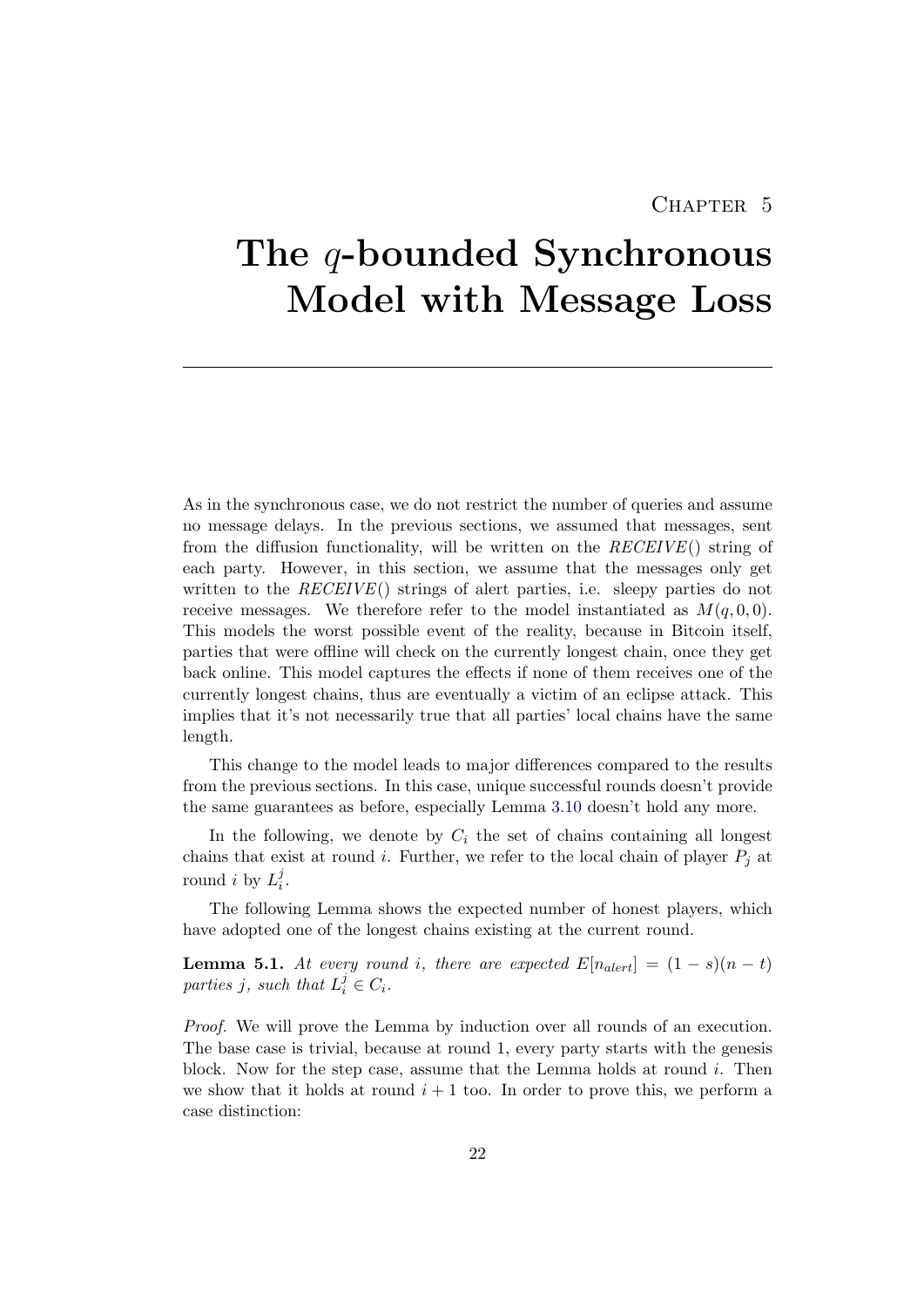# Chapter 5

# The $q$-bounded Synchronous Model with Message Loss

As in the synchronous case, we do not restrict the number of queries and assume no message delays. In the previous sections, we assumed that messages, sent from the diffusion functionality, will be written on the *RECEIVE*() string of each party. However, in this section, we assume that the messages only get written to the *RECEIVE*() strings of alert parties, i.e. sleepy parties do not receive messages. We therefore refer to the model instantiated as $M(q, 0, 0)$. This models the worst possible event of the reality, because in Bitcoin itself, parties that were offline will check on the currently longest chain, once they get back online. This model captures the effects if none of them receives one of the currently longest chains, thus are eventually a victim of an eclipse attack. This implies that it's not necessarily true that all parties' local chains have the same length.

This change to the model leads to major differences compared to the results from the previous sections. In this case, unique successful rounds doesn't provide the same guarantees as before, especially Lemma 3.10 doesn't hold any more.

In the following, we denote by $C_i$ the set of chains containing all longest chains that exist at round $i$. Further, we refer to the local chain of player $P_j$ at round $i$ by $L_i^j$.

The following Lemma shows the expected number of honest players, which have adopted one of the longest chains existing at the current round.

**Lemma 5.1.** *At every round $i$, there are expected $E[n_{alert}] = (1 - s)(n - t)$ parties $j$, such that $L_i^j \in C_i$.*

*Proof.* We will prove the Lemma by induction over all rounds of an execution. The base case is trivial, because at round 1, every party starts with the genesis block. Now for the step case, assume that the Lemma holds at round $i$. Then we show that it holds at round $i + 1$ too. In order to prove this, we perform a case distinction: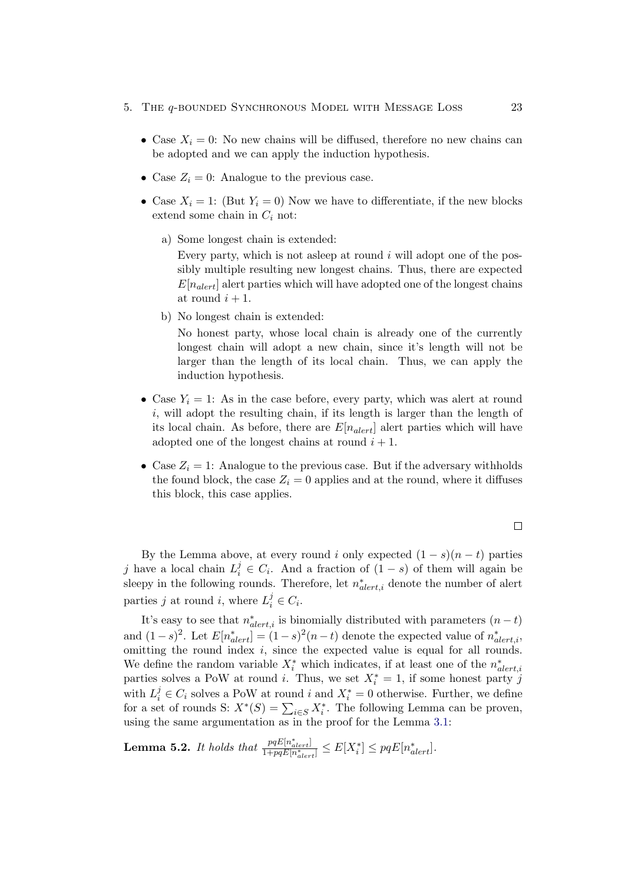- Case $X_i = 0$: No new chains will be diffused, therefore no new chains can be adopted and we can apply the induction hypothesis.
- Case $Z_i = 0$: Analogue to the previous case.
- Case $X_i = 1$: (But $Y_i = 0$) Now we have to differentiate, if the new blocks extend some chain in $C_i$ not:
  a) Some longest chain is extended:
     Every party, which is not asleep at round $i$ will adopt one of the possibly multiple resulting new longest chains. Thus, there are expected $E[n_{alert}]$ alert parties which will have adopted one of the longest chains at round $i + 1$.
  b) No longest chain is extended:
     No honest party, whose local chain is already one of the currently longest chain will adopt a new chain, since it's length will not be larger than the length of its local chain. Thus, we can apply the induction hypothesis.
- Case $Y_i = 1$: As in the case before, every party, which was alert at round $i$, will adopt the resulting chain, if its length is larger than the length of its local chain. As before, there are $E[n_{alert}]$ alert parties which will have adopted one of the longest chains at round $i + 1$.
- Case $Z_i = 1$: Analogue to the previous case. But if the adversary withholds the found block, the case $Z_i = 0$ applies and at the round, where it diffuses this block, this case applies.

□

By the Lemma above, at every round $i$ only expected $(1 - s)(n - t)$ parties $j$ have a local chain $L_i^j \in C_i$. And a fraction of $(1 - s)$ of them will again be sleepy in the following rounds. Therefore, let $n^*_{alert,i}$ denote the number of alert parties $j$ at round $i$, where $L_i^j \in C_i$.

It's easy to see that $n^*_{alert,i}$ is binomially distributed with parameters $(n - t)$ and $(1 - s)^2$. Let $E[n^*_{alert}] = (1 - s)^2(n - t)$ denote the expected value of $n^*_{alert,i}$, omitting the round index $i$, since the expected value is equal for all rounds. We define the random variable $X_i^*$ which indicates, if at least one of the $n^*_{alert,i}$ parties solves a PoW at round $i$. Thus, we set $X_i^* = 1$, if some honest party $j$ with $L_i^j \in C_i$ solves a PoW at round $i$ and $X_i^* = 0$ otherwise. Further, we define for a set of rounds S: $X^*(S) = \sum_{i \in S} X_i^*$. The following Lemma can be proven, using the same argumentation as in the proof for the Lemma 3.1:

**Lemma 5.2.** *It holds that* $\frac{pqE[n^*_{alert}]}{1+pqE[n^*_{alert}]} \leq E[X_i^*] \leq pqE[n^*_{alert}]$.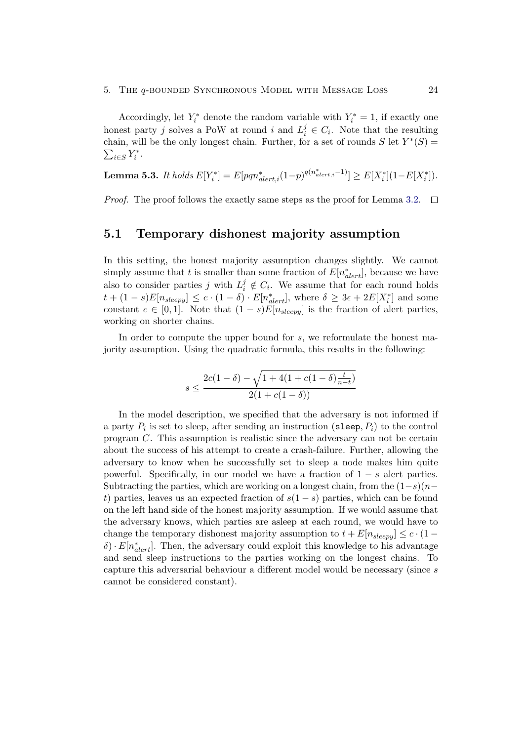Accordingly, let $Y_i^*$ denote the random variable with $Y_i^* = 1$, if exactly one honest party $j$ solves a PoW at round $i$ and $L_i^j \in C_i$. Note that the resulting chain, will be the only longest chain. Further, for a set of rounds $S$ let $Y^*(S) = \sum_{i \in S} Y_i^*$.

**Lemma 5.3.** *It holds* $E[Y_i^*] = E[pqn_{alert,i}^*(1-p)^{q(n_{alert,i}^*-1)}] \geq E[X_i^*](1-E[X_i^*])$.

*Proof.* The proof follows the exactly same steps as the proof for Lemma 3.2. $\square$

## 5.1 Temporary dishonest majority assumption

In this setting, the honest majority assumption changes slightly. We cannot simply assume that $t$ is smaller than some fraction of $E[n_{alert}^*]$, because we have also to consider parties $j$ with $L_i^j \notin C_i$. We assume that for each round holds $t + (1-s)E[n_{sleepy}] \leq c \cdot (1-\delta) \cdot E[n_{alert}^*]$, where $\delta \geq 3\epsilon + 2E[X_i^*]$ and some constant $c \in [0,1]$. Note that $(1-s)E[n_{sleepy}]$ is the fraction of alert parties, working on shorter chains.

In order to compute the upper bound for $s$, we reformulate the honest majority assumption. Using the quadratic formula, this results in the following:

$$s \leq \frac{2c(1-\delta) - \sqrt{1 + 4(1 + c(1-\delta)\frac{t}{n-t})}}{2(1 + c(1-\delta))}$$

In the model description, we specified that the adversary is not informed if a party $P_i$ is set to sleep, after sending an instruction $(\texttt{sleep}, P_i)$ to the control program $C$. This assumption is realistic since the adversary can not be certain about the success of his attempt to create a crash-failure. Further, allowing the adversary to know when he successfully set to sleep a node makes him quite powerful. Specifically, in our model we have a fraction of $1-s$ alert parties. Subtracting the parties, which are working on a longest chain, from the $(1-s)(n-t)$ parties, leaves us an expected fraction of $s(1-s)$ parties, which can be found on the left hand side of the honest majority assumption. If we would assume that the adversary knows, which parties are asleep at each round, we would have to change the temporary dishonest majority assumption to $t + E[n_{sleepy}] \leq c \cdot (1-\delta) \cdot E[n_{alert}^*]$. Then, the adversary could exploit this knowledge to his advantage and send sleep instructions to the parties working on the longest chains. To capture this adversarial behaviour a different model would be necessary (since $s$ cannot be considered constant).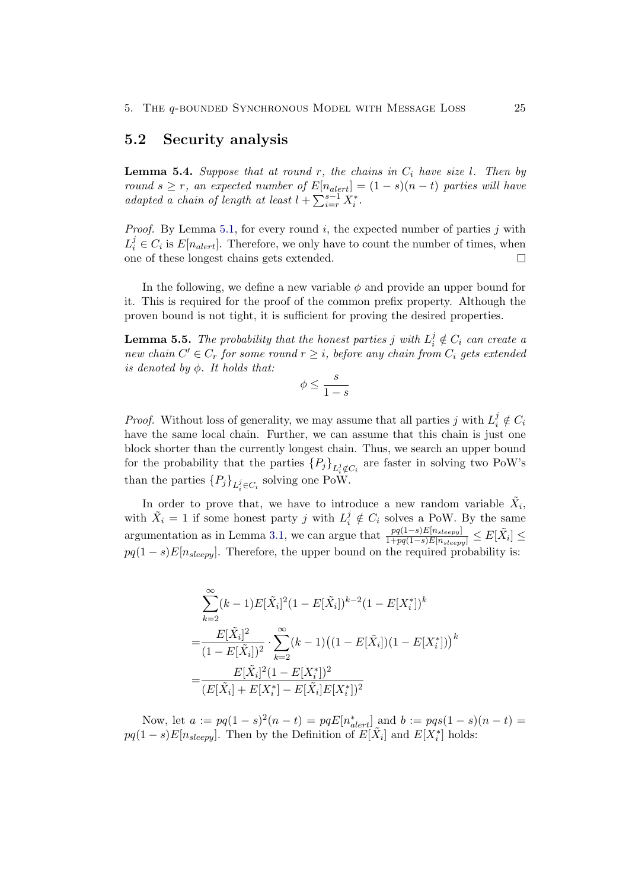## 5.2 Security analysis

**Lemma 5.4.** *Suppose that at round $r$, the chains in $C_i$ have size $l$. Then by round $s \geq r$, an expected number of $E[n_{alert}] = (1-s)(n-t)$ parties will have adapted a chain of length at least $l + \sum_{i=r}^{s-1} X_i^*$.*

*Proof.* By Lemma 5.1, for every round $i$, the expected number of parties $j$ with $L_i^j \in C_i$ is $E[n_{alert}]$. Therefore, we only have to count the number of times, when one of these longest chains gets extended. □

In the following, we define a new variable $\phi$ and provide an upper bound for it. This is required for the proof of the common prefix property. Although the proven bound is not tight, it is sufficient for proving the desired properties.

**Lemma 5.5.** *The probability that the honest parties $j$ with $L_i^j \notin C_i$ can create a new chain $C' \in C_r$ for some round $r \geq i$, before any chain from $C_i$ gets extended is denoted by $\phi$. It holds that:*

$$\phi \leq \frac{s}{1-s}$$

*Proof.* Without loss of generality, we may assume that all parties $j$ with $L_i^j \notin C_i$ have the same local chain. Further, we can assume that this chain is just one block shorter than the currently longest chain. Thus, we search an upper bound for the probability that the parties $\{P_j\}_{L_i^j \notin C_i}$ are faster in solving two PoW's than the parties $\{P_j\}_{L_i^j \in C_i}$ solving one PoW.

In order to prove that, we have to introduce a new random variable $\tilde{X}_i$, with $\tilde{X}_i = 1$ if some honest party $j$ with $L_i^j \notin C_i$ solves a PoW. By the same argumentation as in Lemma 3.1, we can argue that $\frac{pq(1-s)E[n_{sleepy}]}{1+pq(1-s)E[n_{sleepy}]} \leq E[\tilde{X}_i] \leq pq(1-s)E[n_{sleepy}]$. Therefore, the upper bound on the required probability is:

$$
\begin{aligned}
&\sum_{k=2}^{\infty}(k-1)E[\tilde{X}_i]^2(1-E[\tilde{X}_i])^{k-2}(1-E[X_i^*])^k \\
=&\frac{E[\tilde{X}_i]^2}{(1-E[\tilde{X}_i])^2} \cdot \sum_{k=2}^{\infty}(k-1)\big((1-E[\tilde{X}_i])(1-E[X_i^*])\big)^k \\
=&\frac{E[\tilde{X}_i]^2(1-E[X_i^*])^2}{(E[\tilde{X}_i]+E[X_i^*]-E[\tilde{X}_i]E[X_i^*])^2}
\end{aligned}
$$

Now, let $a := pq(1-s)^2(n-t) = pqE[n_{alert}^*]$ and $b := pqs(1-s)(n-t) = pq(1-s)E[n_{sleepy}]$. Then by the Definition of $E[\tilde{X}_i]$ and $E[X_i^*]$ holds: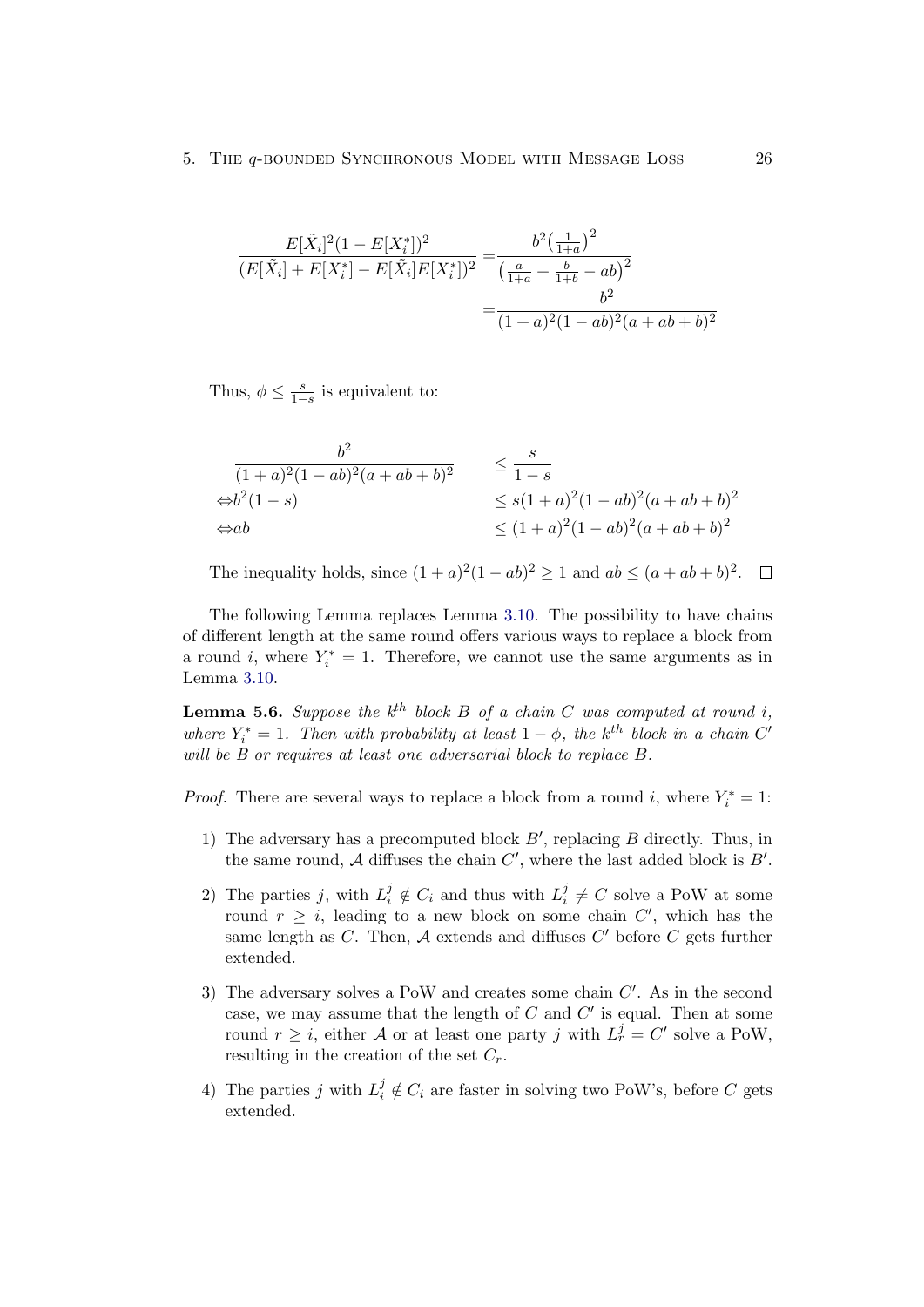$$
\begin{aligned}
\frac{E[\tilde{X}_i]^2(1-E[X_i^*])^2}{(E[\tilde{X}_i]+E[X_i^*]-E[\tilde{X}_i]E[X_i^*])^2} =& \frac{b^2\left(\frac{1}{1+a}\right)^2}{\left(\frac{a}{1+a}+\frac{b}{1+b}-ab\right)^2} \\
=& \frac{b^2}{(1+a)^2(1-ab)^2(a+ab+b)^2}
\end{aligned}
$$

Thus, $\phi \leq \frac{s}{1-s}$ is equivalent to:

$$
\begin{aligned}
\frac{b^2}{(1+a)^2(1-ab)^2(a+ab+b)^2} \quad & \leq \frac{s}{1-s} \\
\Leftrightarrow b^2(1-s) \quad & \leq s(1+a)^2(1-ab)^2(a+ab+b)^2 \\
\Leftrightarrow ab \quad & \leq (1+a)^2(1-ab)^2(a+ab+b)^2
\end{aligned}
$$

The inequality holds, since $(1+a)^2(1-ab)^2 \geq 1$ and $ab \leq (a+ab+b)^2$. □

The following Lemma replaces Lemma 3.10. The possibility to have chains of different length at the same round offers various ways to replace a block from a round $i$, where $Y_i^* = 1$. Therefore, we cannot use the same arguments as in Lemma 3.10.

**Lemma 5.6.** *Suppose the $k^{th}$ block $B$ of a chain $C$ was computed at round $i$, where $Y_i^* = 1$. Then with probability at least $1-\phi$, the $k^{th}$ block in a chain $C'$ will be $B$ or requires at least one adversarial block to replace $B$.*

*Proof.* There are several ways to replace a block from a round $i$, where $Y_i^* = 1$:

1) The adversary has a precomputed block $B'$, replacing $B$ directly. Thus, in the same round, $\mathcal{A}$ diffuses the chain $C'$, where the last added block is $B'$.

2) The parties $j$, with $L_i^j \notin C_i$ and thus with $L_i^j \neq C$ solve a PoW at some round $r \geq i$, leading to a new block on some chain $C'$, which has the same length as $C$. Then, $\mathcal{A}$ extends and diffuses $C'$ before $C$ gets further extended.

3) The adversary solves a PoW and creates some chain $C'$. As in the second case, we may assume that the length of $C$ and $C'$ is equal. Then at some round $r \geq i$, either $\mathcal{A}$ or at least one party $j$ with $L_r^j = C'$ solve a PoW, resulting in the creation of the set $C_r$.

4) The parties $j$ with $L_i^j \notin C_i$ are faster in solving two PoW's, before $C$ gets extended.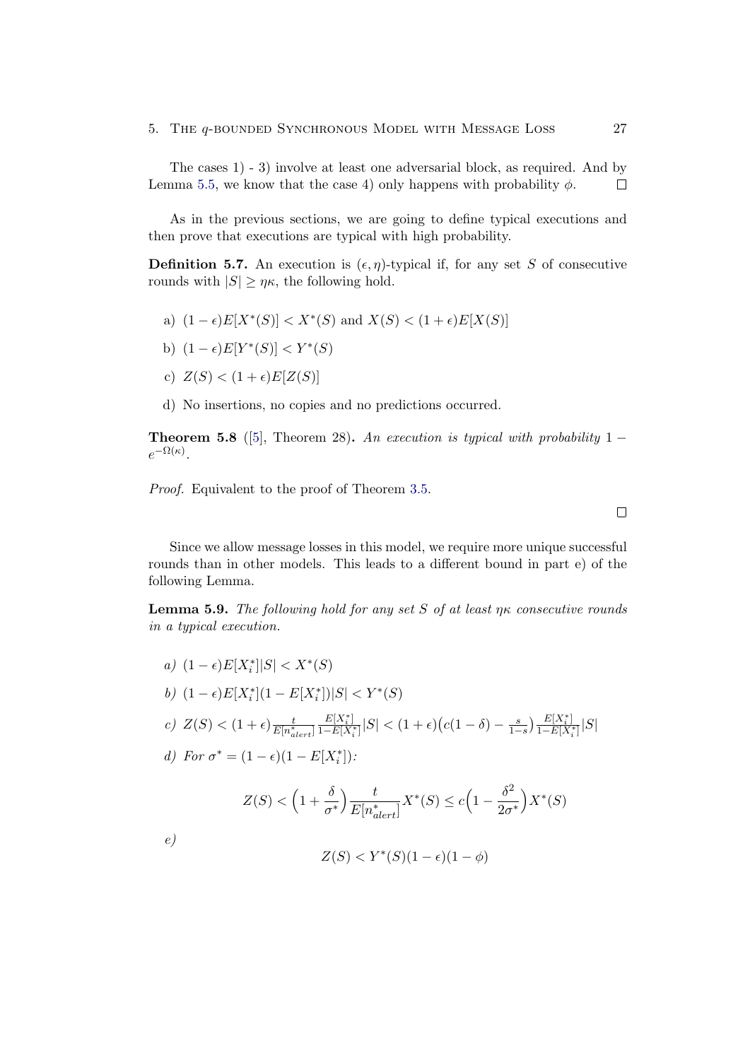The cases 1) - 3) involve at least one adversarial block, as required. And by Lemma 5.5, we know that the case 4) only happens with probability $\phi$. ☐

As in the previous sections, we are going to define typical executions and then prove that executions are typical with high probability.

**Definition 5.7.** An execution is $(\epsilon, \eta)$-typical if, for any set $S$ of consecutive rounds with $|S| \geq \eta\kappa$, the following hold.

a) $(1-\epsilon)E[X^*(S)] < X^*(S)$ and $X(S) < (1+\epsilon)E[X(S)]$

b) $(1-\epsilon)E[Y^*(S)] < Y^*(S)$

c) $Z(S) < (1+\epsilon)E[Z(S)]$

d) No insertions, no copies and no predictions occurred.

**Theorem 5.8** ([5], Theorem 28)**.** *An execution is typical with probability $1 - e^{-\Omega(\kappa)}$.*

*Proof.* Equivalent to the proof of Theorem 3.5. ☐

Since we allow message losses in this model, we require more unique successful rounds than in other models. This leads to a different bound in part e) of the following Lemma.

**Lemma 5.9.** *The following hold for any set $S$ of at least $\eta\kappa$ consecutive rounds in a typical execution.*

*a)* $(1-\epsilon)E[X_i^*]|S| < X^*(S)$

*b)* $(1-\epsilon)E[X_i^*](1-E[X_i^*])|S| < Y^*(S)$

*c)* $Z(S) < (1+\epsilon)\frac{t}{E[n^*_{alert}]}\frac{E[X_i^*]}{1-E[X_i^*]}|S| < (1+\epsilon)\Big(c(1-\delta) - \frac{s}{1-s}\Big)\frac{E[X_i^*]}{1-E[X_i^*]}|S|$

*d)* For $\sigma^* = (1-\epsilon)(1-E[X_i^*])$:

$$Z(S) < \Big(1 + \frac{\delta}{\sigma^*}\Big)\frac{t}{E[n^*_{alert}]}X^*(S) \leq c\Big(1 - \frac{\delta^2}{2\sigma^*}\Big)X^*(S)$$

*e)*

$$Z(S) < Y^*(S)(1-\epsilon)(1-\phi)$$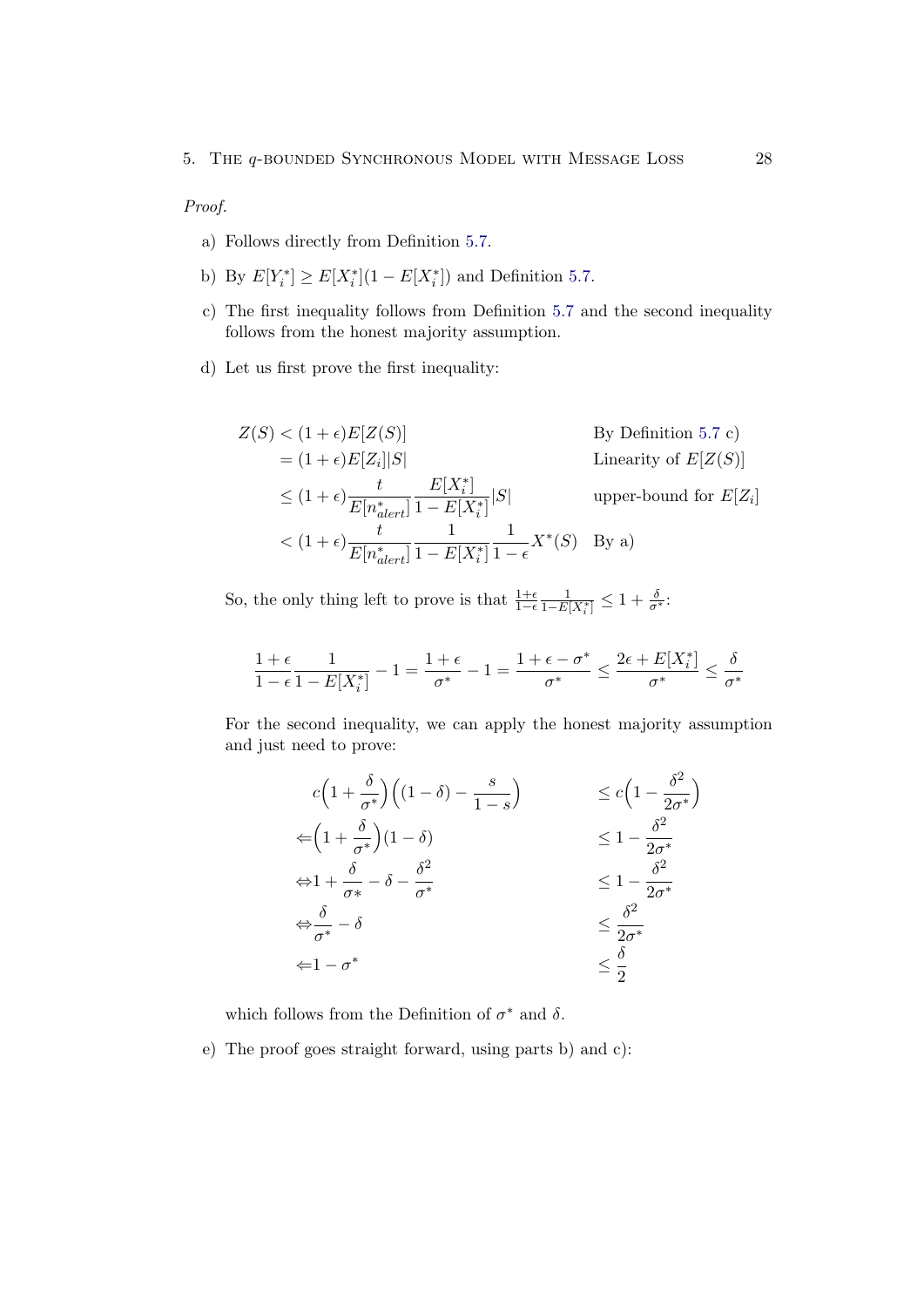*Proof.*

a) Follows directly from Definition 5.7.

b) By $E[Y_i^*] \geq E[X_i^*](1 - E[X_i^*])$ and Definition 5.7.

c) The first inequality follows from Definition 5.7 and the second inequality follows from the honest majority assumption.

d) Let us first prove the first inequality:

$$
\begin{aligned}
Z(S) &< (1+\epsilon)E[Z(S)] && \text{By Definition 5.7 c)} \\
&= (1+\epsilon)E[Z_i]|S| && \text{Linearity of } E[Z(S)] \\
&\leq (1+\epsilon)\frac{t}{E[n^*_{alert}]}\frac{E[X_i^*]}{1-E[X_i^*]}|S| && \text{upper-bound for } E[Z_i] \\
&< (1+\epsilon)\frac{t}{E[n^*_{alert}]}\frac{1}{1-E[X_i^*]}\frac{1}{1-\epsilon}X^*(S) && \text{By a)}
\end{aligned}
$$

So, the only thing left to prove is that $\frac{1+\epsilon}{1-\epsilon}\frac{1}{1-E[X_i^*]} \leq 1 + \frac{\delta}{\sigma^*}$:

$$
\frac{1+\epsilon}{1-\epsilon}\frac{1}{1-E[X_i^*]} - 1 = \frac{1+\epsilon}{\sigma^*} - 1 = \frac{1+\epsilon-\sigma^*}{\sigma^*} \leq \frac{2\epsilon + E[X_i^*]}{\sigma^*} \leq \frac{\delta}{\sigma^*}
$$

For the second inequality, we can apply the honest majority assumption and just need to prove:

$$
\begin{aligned}
c\Big(1+\frac{\delta}{\sigma^*}\Big)\Big((1-\delta) - \frac{s}{1-s}\Big) &\leq c\Big(1 - \frac{\delta^2}{2\sigma^*}\Big) \\
\Leftarrow \Big(1+\frac{\delta}{\sigma^*}\Big)(1-\delta) &\leq 1 - \frac{\delta^2}{2\sigma^*} \\
\Leftrightarrow 1 + \frac{\delta}{\sigma*} - \delta - \frac{\delta^2}{\sigma^*} &\leq 1 - \frac{\delta^2}{2\sigma^*} \\
\Leftrightarrow \frac{\delta}{\sigma^*} - \delta &\leq \frac{\delta^2}{2\sigma^*} \\
\Leftarrow 1 - \sigma^* &\leq \frac{\delta}{2}
\end{aligned}
$$

which follows from the Definition of $\sigma^*$ and $\delta$.

e) The proof goes straight forward, using parts b) and c):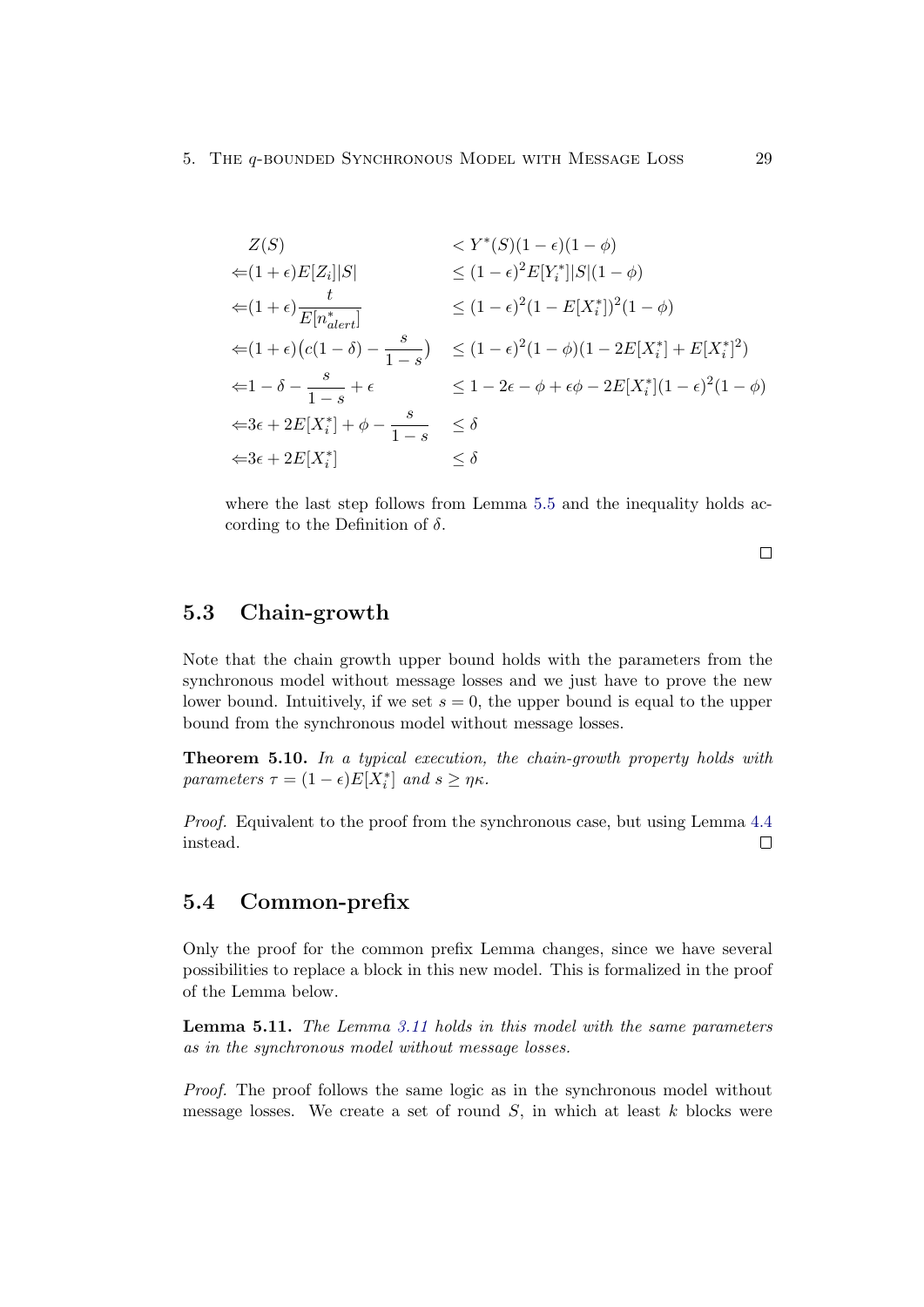$$
\begin{aligned}
Z(S) &< Y^*(S)(1-\epsilon)(1-\phi) \\
\Leftarrow (1+\epsilon)E[Z_i]|S| &\leq (1-\epsilon)^2 E[Y_i^*]|S|(1-\phi) \\
\Leftarrow (1+\epsilon)\frac{t}{E[n^*_{alert}]} &\leq (1-\epsilon)^2(1-E[X_i^*])^2(1-\phi) \\
\Leftarrow (1+\epsilon)\big(c(1-\delta) - \frac{s}{1-s}\big) &\leq (1-\epsilon)^2(1-\phi)(1-2E[X_i^*]+E[X_i^*]^2) \\
\Leftarrow 1-\delta-\frac{s}{1-s}+\epsilon &\leq 1-2\epsilon-\phi+\epsilon\phi-2E[X_i^*](1-\epsilon)^2(1-\phi) \\
\Leftarrow 3\epsilon+2E[X_i^*]+\phi-\frac{s}{1-s} &\leq \delta \\
\Leftarrow 3\epsilon+2E[X_i^*] &\leq \delta
\end{aligned}
$$

where the last step follows from Lemma 5.5 and the inequality holds according to the Definition of $\delta$.

□

## 5.3 Chain-growth

Note that the chain growth upper bound holds with the parameters from the synchronous model without message losses and we just have to prove the new lower bound. Intuitively, if we set $s = 0$, the upper bound is equal to the upper bound from the synchronous model without message losses.

**Theorem 5.10.** *In a typical execution, the chain-growth property holds with parameters* $\tau = (1-\epsilon)E[X_i^*]$ *and* $s \geq \eta\kappa$.

*Proof.* Equivalent to the proof from the synchronous case, but using Lemma 4.4 instead. □

## 5.4 Common-prefix

Only the proof for the common prefix Lemma changes, since we have several possibilities to replace a block in this new model. This is formalized in the proof of the Lemma below.

**Lemma 5.11.** *The Lemma 3.11 holds in this model with the same parameters as in the synchronous model without message losses.*

*Proof.* The proof follows the same logic as in the synchronous model without message losses. We create a set of round $S$, in which at least $k$ blocks were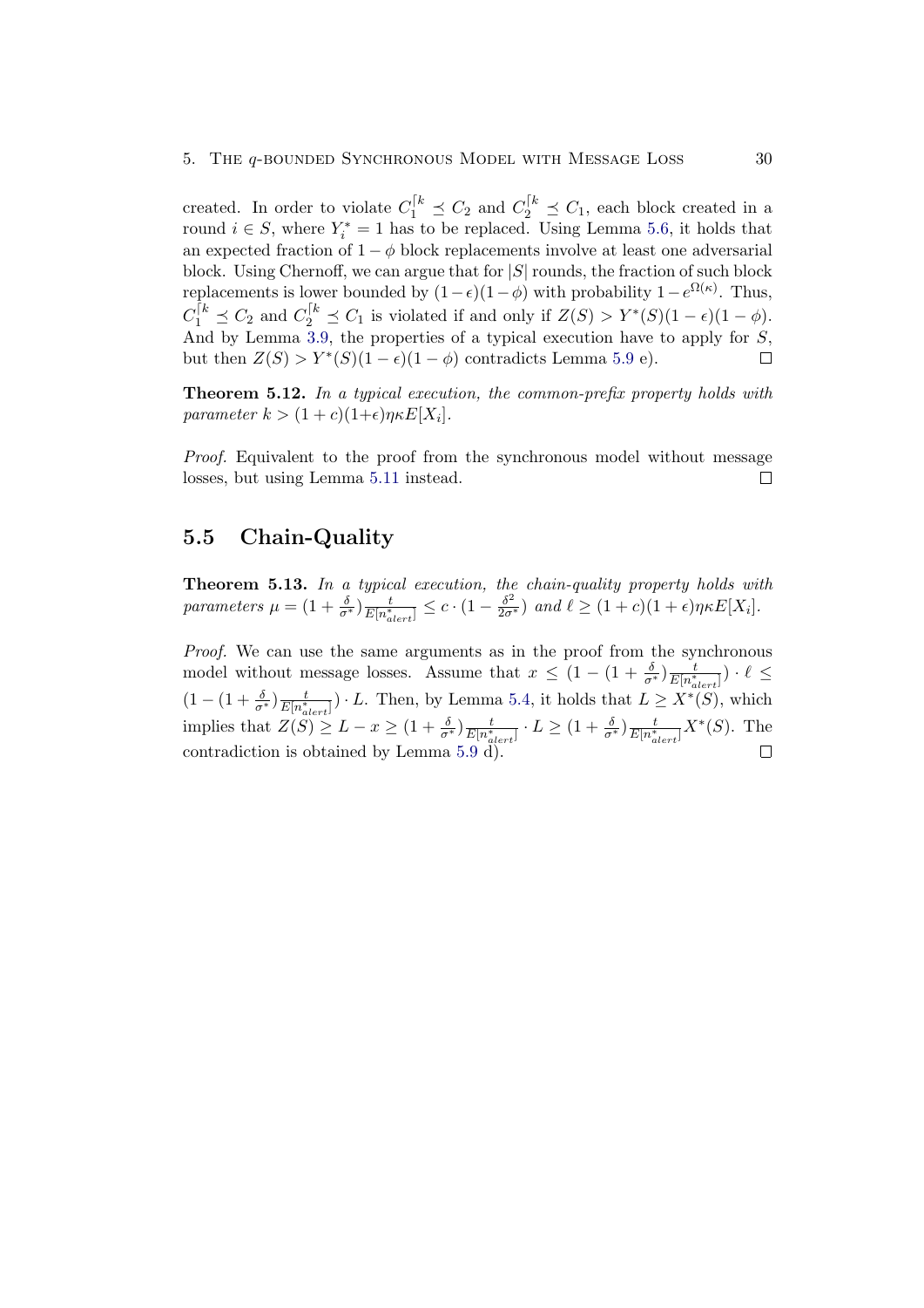created. In order to violate $C_1^{\lceil k} \preceq C_2$ and $C_2^{\lceil k} \preceq C_1$, each block created in a round $i \in S$, where $Y_i^* = 1$ has to be replaced. Using Lemma 5.6, it holds that an expected fraction of $1 - \phi$ block replacements involve at least one adversarial block. Using Chernoff, we can argue that for $|S|$ rounds, the fraction of such block replacements is lower bounded by $(1-\epsilon)(1-\phi)$ with probability $1 - e^{\Omega(\kappa)}$. Thus, $C_1^{\lceil k} \preceq C_2$ and $C_2^{\lceil k} \preceq C_1$ is violated if and only if $Z(S) > Y^*(S)(1-\epsilon)(1-\phi)$. And by Lemma 3.9, the properties of a typical execution have to apply for $S$, but then $Z(S) > Y^*(S)(1-\epsilon)(1-\phi)$ contradicts Lemma 5.9 e). □

**Theorem 5.12.** *In a typical execution, the common-prefix property holds with parameter* $k > (1+c)(1+\epsilon)\eta\kappa E[X_i]$.

*Proof.* Equivalent to the proof from the synchronous model without message losses, but using Lemma 5.11 instead. □

## 5.5 Chain-Quality

**Theorem 5.13.** *In a typical execution, the chain-quality property holds with parameters* $\mu = (1 + \frac{\delta}{\sigma^*})\frac{t}{E[n^*_{alert}]} \leq c \cdot (1 - \frac{\delta^2}{2\sigma^*})$ *and* $\ell \geq (1+c)(1+\epsilon)\eta\kappa E[X_i]$.

*Proof.* We can use the same arguments as in the proof from the synchronous model without message losses. Assume that $x \leq (1 - (1 + \frac{\delta}{\sigma^*})\frac{t}{E[n^*_{alert}]}) \cdot \ell \leq (1 - (1 + \frac{\delta}{\sigma^*})\frac{t}{E[n^*_{alert}]}) \cdot L$. Then, by Lemma 5.4, it holds that $L \geq X^*(S)$, which implies that $Z(S) \geq L - x \geq (1 + \frac{\delta}{\sigma^*})\frac{t}{E[n^*_{alert}]} \cdot L \geq (1 + \frac{\delta}{\sigma^*})\frac{t}{E[n^*_{alert}]} X^*(S)$. The contradiction is obtained by Lemma 5.9 d). □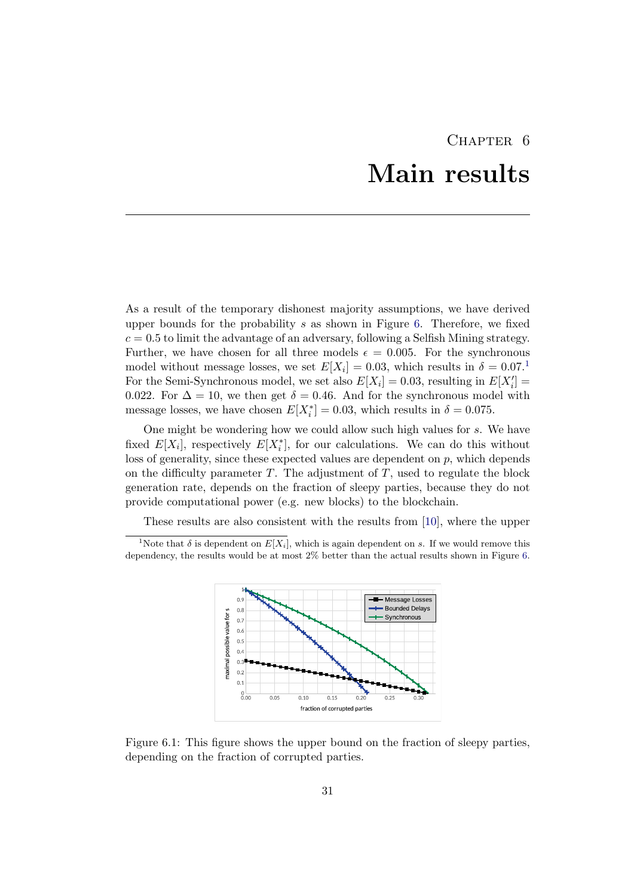# Chapter 6

# Main results

As a result of the temporary dishonest majority assumptions, we have derived upper bounds for the probability $s$ as shown in Figure 6. Therefore, we fixed $c = 0.5$ to limit the advantage of an adversary, following a Selfish Mining strategy. Further, we have chosen for all three models $\epsilon = 0.005$. For the synchronous model without message losses, we set $E[X_i] = 0.03$, which results in $\delta = 0.07$.[1] For the Semi-Synchronous model, we set also $E[X_i] = 0.03$, resulting in $E[X_i'] = 0.022$. For $\Delta = 10$, we then get $\delta = 0.46$. And for the synchronous model with message losses, we have chosen $E[X_i^*] = 0.03$, which results in $\delta = 0.075$.

One might be wondering how we could allow such high values for $s$. We have fixed $E[X_i]$, respectively $E[X_i^*]$, for our calculations. We can do this without loss of generality, since these expected values are dependent on $p$, which depends on the difficulty parameter $T$. The adjustment of $T$, used to regulate the block generation rate, depends on the fraction of sleepy parties, because they do not provide computational power (e.g. new blocks) to the blockchain.

These results are also consistent with the results from [10], where the upper

[1] Note that $\delta$ is dependent on $E[X_i]$, which is again dependent on $s$. If we would remove this dependency, the results would be at most 2% better than the actual results shown in Figure 6.

Figure 6.1: This figure shows the upper bound on the fraction of sleepy parties, depending on the fraction of corrupted parties.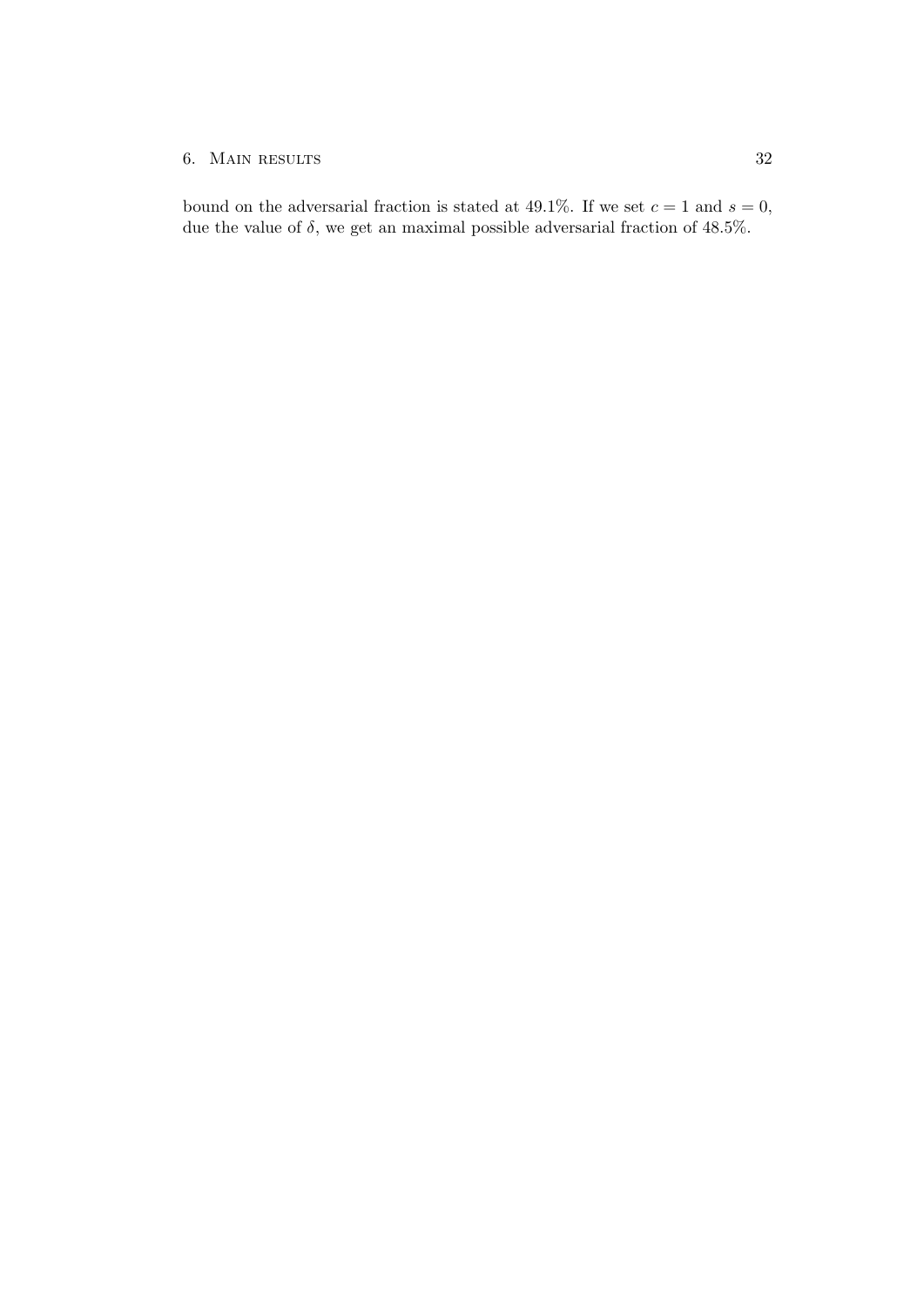bound on the adversarial fraction is stated at 49.1%. If we set $c = 1$ and $s = 0$, due the value of $\delta$, we get an maximal possible adversarial fraction of 48.5%.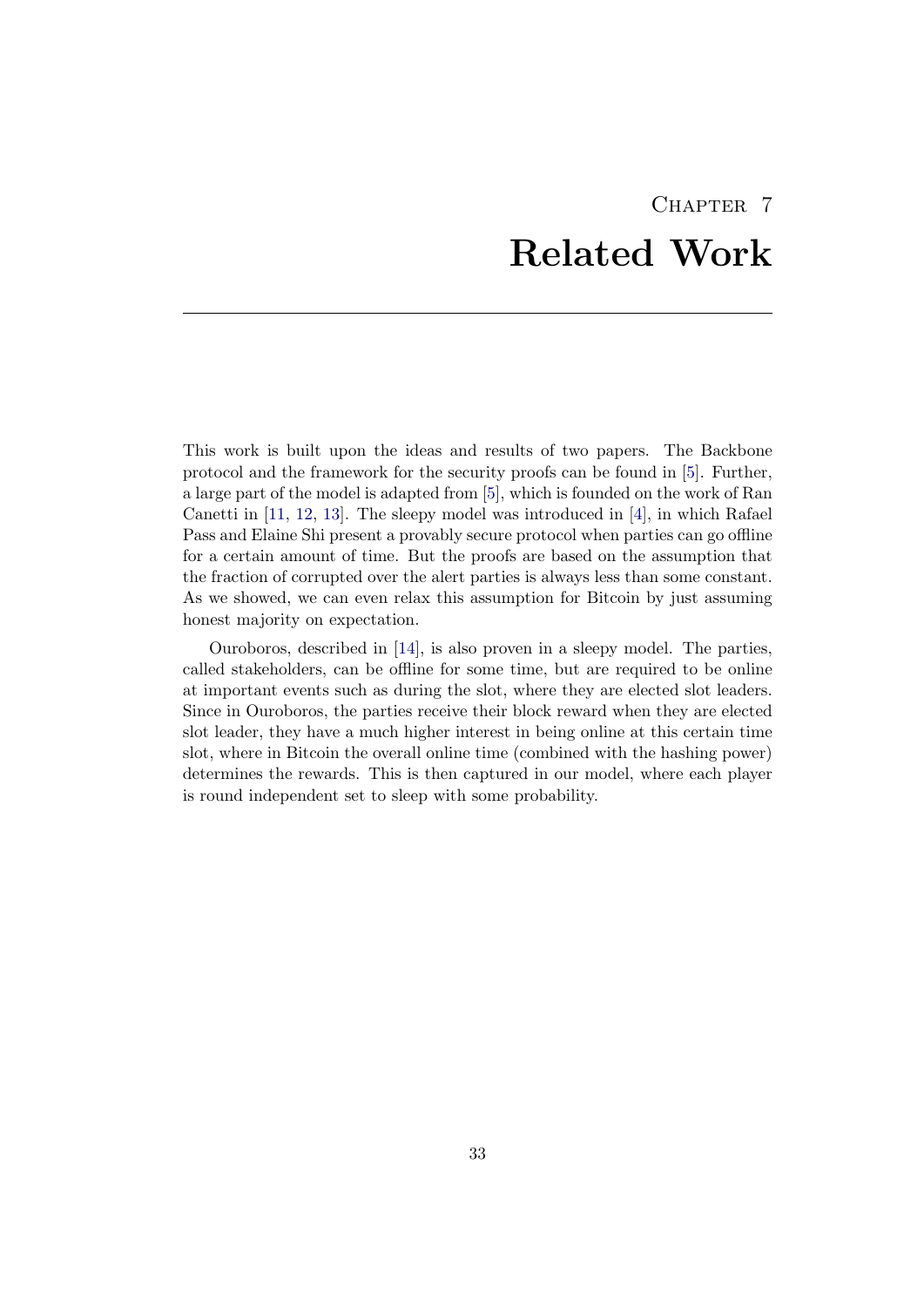# Chapter 7
# Related Work

This work is built upon the ideas and results of two papers. The Backbone protocol and the framework for the security proofs can be found in [5]. Further, a large part of the model is adapted from [5], which is founded on the work of Ran Canetti in [11, 12, 13]. The sleepy model was introduced in [4], in which Rafael Pass and Elaine Shi present a provably secure protocol when parties can go offline for a certain amount of time. But the proofs are based on the assumption that the fraction of corrupted over the alert parties is always less than some constant. As we showed, we can even relax this assumption for Bitcoin by just assuming honest majority on expectation.

Ouroboros, described in [14], is also proven in a sleepy model. The parties, called stakeholders, can be offline for some time, but are required to be online at important events such as during the slot, where they are elected slot leaders. Since in Ouroboros, the parties receive their block reward when they are elected slot leader, they have a much higher interest in being online at this certain time slot, where in Bitcoin the overall online time (combined with the hashing power) determines the rewards. This is then captured in our model, where each player is round independent set to sleep with some probability.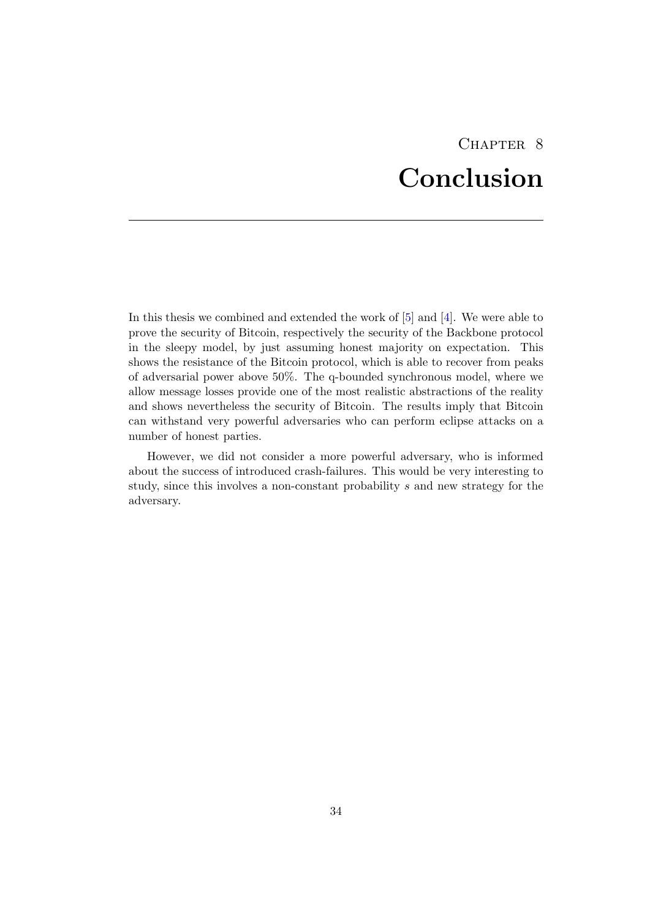# Chapter 8
# Conclusion

In this thesis we combined and extended the work of [5] and [4]. We were able to prove the security of Bitcoin, respectively the security of the Backbone protocol in the sleepy model, by just assuming honest majority on expectation. This shows the resistance of the Bitcoin protocol, which is able to recover from peaks of adversarial power above 50%. The q-bounded synchronous model, where we allow message losses provide one of the most realistic abstractions of the reality and shows nevertheless the security of Bitcoin. The results imply that Bitcoin can withstand very powerful adversaries who can perform eclipse attacks on a number of honest parties.

However, we did not consider a more powerful adversary, who is informed about the success of introduced crash-failures. This would be very interesting to study, since this involves a non-constant probability $s$ and new strategy for the adversary.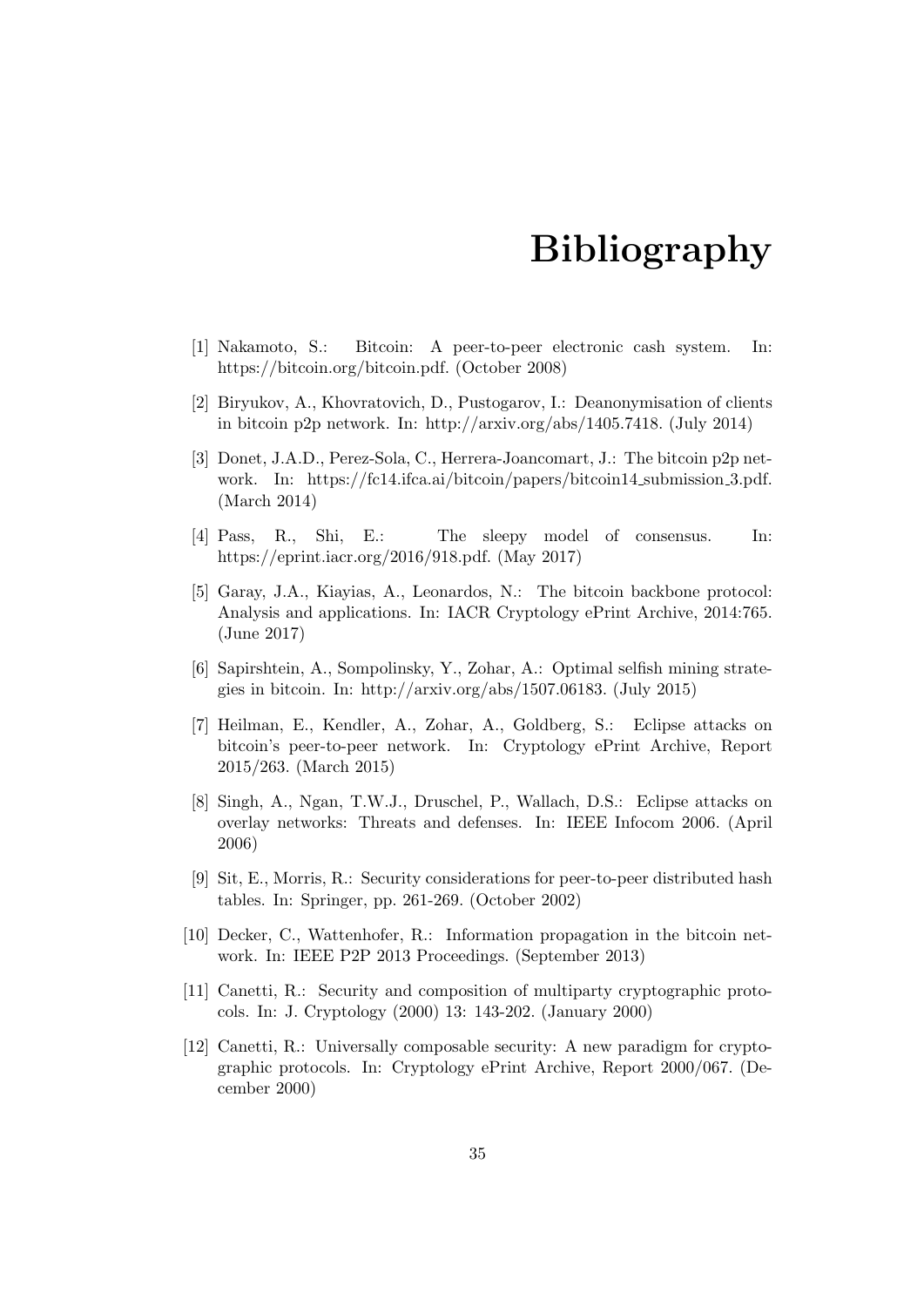# Bibliography

[1] Nakamoto, S.: Bitcoin: A peer-to-peer electronic cash system. In: https://bitcoin.org/bitcoin.pdf. (October 2008)

[2] Biryukov, A., Khovratovich, D., Pustogarov, I.: Deanonymisation of clients in bitcoin p2p network. In: http://arxiv.org/abs/1405.7418. (July 2014)

[3] Donet, J.A.D., Perez-Sola, C., Herrera-Joancomart, J.: The bitcoin p2p network. In: https://fc14.ifca.ai/bitcoin/papers/bitcoin14_submission_3.pdf. (March 2014)

[4] Pass, R., Shi, E.: The sleepy model of consensus. In: https://eprint.iacr.org/2016/918.pdf. (May 2017)

[5] Garay, J.A., Kiayias, A., Leonardos, N.: The bitcoin backbone protocol: Analysis and applications. In: IACR Cryptology ePrint Archive, 2014:765. (June 2017)

[6] Sapirshtein, A., Sompolinsky, Y., Zohar, A.: Optimal selfish mining strategies in bitcoin. In: http://arxiv.org/abs/1507.06183. (July 2015)

[7] Heilman, E., Kendler, A., Zohar, A., Goldberg, S.: Eclipse attacks on bitcoin's peer-to-peer network. In: Cryptology ePrint Archive, Report 2015/263. (March 2015)

[8] Singh, A., Ngan, T.W.J., Druschel, P., Wallach, D.S.: Eclipse attacks on overlay networks: Threats and defenses. In: IEEE Infocom 2006. (April 2006)

[9] Sit, E., Morris, R.: Security considerations for peer-to-peer distributed hash tables. In: Springer, pp. 261-269. (October 2002)

[10] Decker, C., Wattenhofer, R.: Information propagation in the bitcoin network. In: IEEE P2P 2013 Proceedings. (September 2013)

[11] Canetti, R.: Security and composition of multiparty cryptographic protocols. In: J. Cryptology (2000) 13: 143-202. (January 2000)

[12] Canetti, R.: Universally composable security: A new paradigm for cryptographic protocols. In: Cryptology ePrint Archive, Report 2000/067. (December 2000)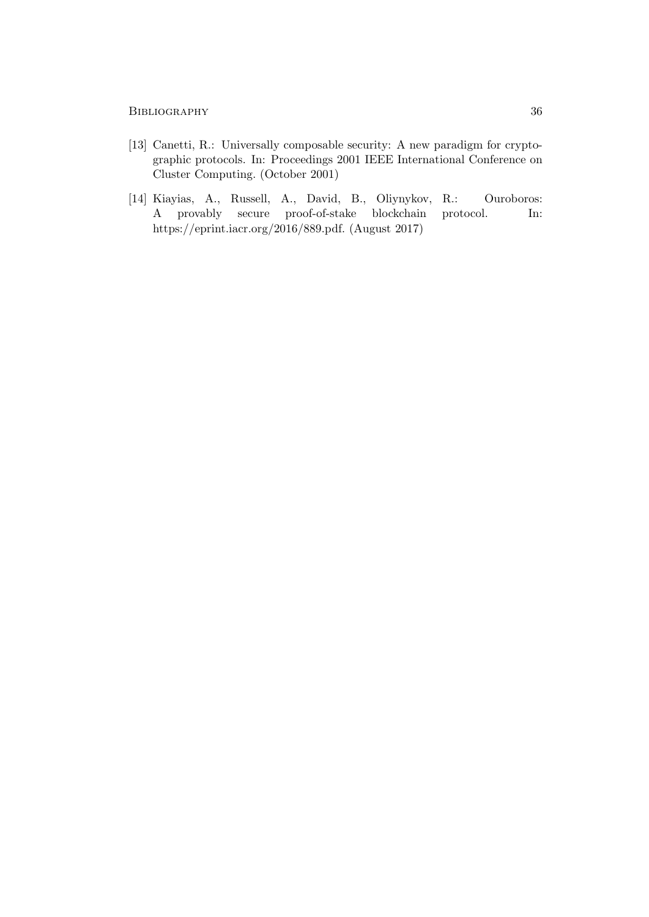[13] Canetti, R.: Universally composable security: A new paradigm for cryptographic protocols. In: Proceedings 2001 IEEE International Conference on Cluster Computing. (October 2001)

[14] Kiayias, A., Russell, A., David, B., Oliynykov, R.: Ouroboros: A provably secure proof-of-stake blockchain protocol. In: https://eprint.iacr.org/2016/889.pdf. (August 2017)